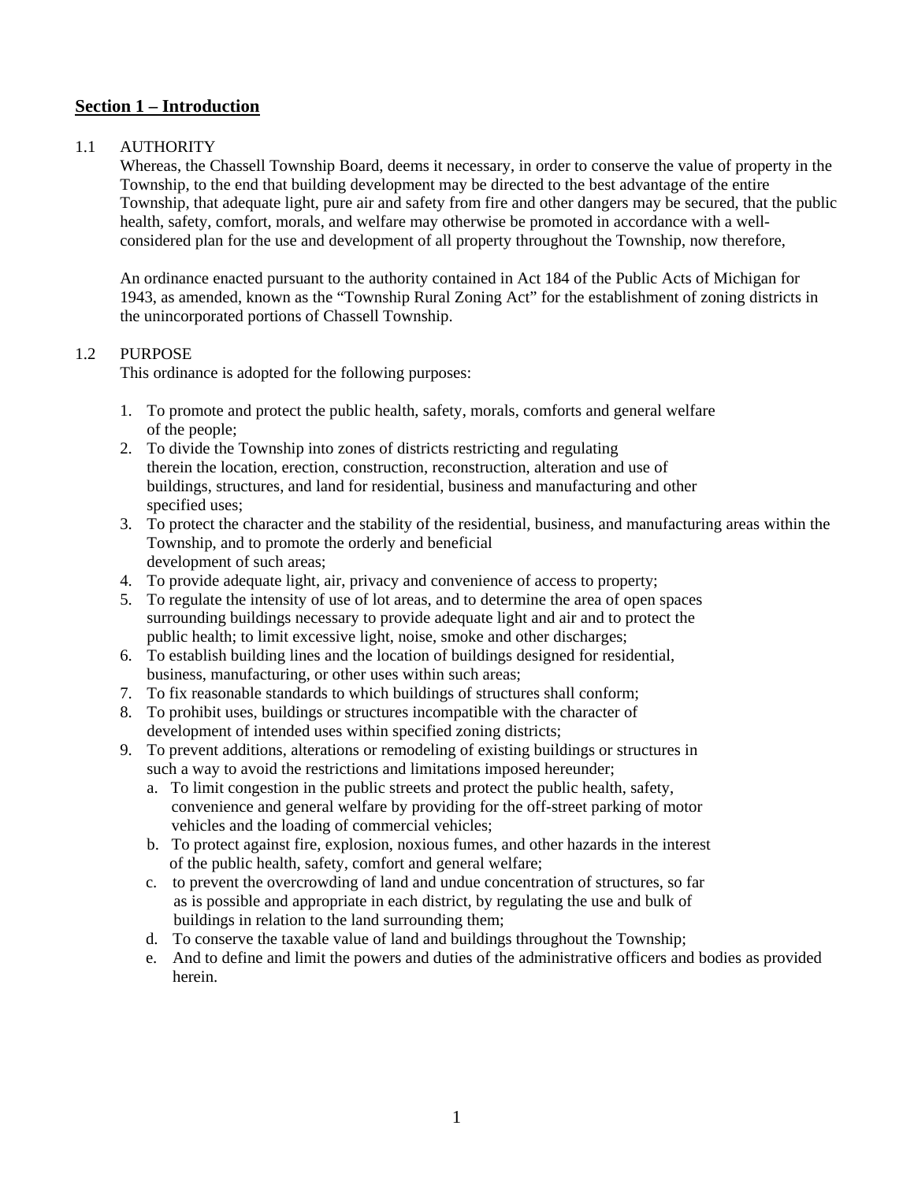## Section 1 – Introduction

1.1 AUTHORITY

Whereas, the Chassell Township Board, deems it necessary, in order to conserve the value of property in the Township, to the end that building development may be directed to the best advantage of the entire Township, that adequate light, pure air and safety from fire and other dangers may be secured, that the public health, safety, comfort, morals, and welfare may otherwise be promoted in accordance with a well-considered plan for the use and development of all property throughout the Township, now therefore,

An ordinance enacted pursuant to the authority contained in Act 184 of the Public Acts of Michigan for 1943, as amended, known as the "Township Rural Zoning Act" for the establishment of zoning districts in the unincorporated portions of Chassell Township.

1.2 PURPOSE

This ordinance is adopted for the following purposes:

1. To promote and protect the public health, safety, morals, comforts and general welfare of the people;
2. To divide the Township into zones of districts restricting and regulating therein the location, erection, construction, reconstruction, alteration and use of buildings, structures, and land for residential, business and manufacturing and other specified uses;
3. To protect the character and the stability of the residential, business, and manufacturing areas within the Township, and to promote the orderly and beneficial development of such areas;
4. To provide adequate light, air, privacy and convenience of access to property;
5. To regulate the intensity of use of lot areas, and to determine the area of open spaces surrounding buildings necessary to provide adequate light and air and to protect the public health; to limit excessive light, noise, smoke and other discharges;
6. To establish building lines and the location of buildings designed for residential, business, manufacturing, or other uses within such areas;
7. To fix reasonable standards to which buildings of structures shall conform;
8. To prohibit uses, buildings or structures incompatible with the character of development of intended uses within specified zoning districts;
9. To prevent additions, alterations or remodeling of existing buildings or structures in such a way to avoid the restrictions and limitations imposed hereunder;
   a. To limit congestion in the public streets and protect the public health, safety, convenience and general welfare by providing for the off-street parking of motor vehicles and the loading of commercial vehicles;
   b. To protect against fire, explosion, noxious fumes, and other hazards in the interest of the public health, safety, comfort and general welfare;
   c. to prevent the overcrowding of land and undue concentration of structures, so far as is possible and appropriate in each district, by regulating the use and bulk of buildings in relation to the land surrounding them;
   d. To conserve the taxable value of land and buildings throughout the Township;
   e. And to define and limit the powers and duties of the administrative officers and bodies as provided herein.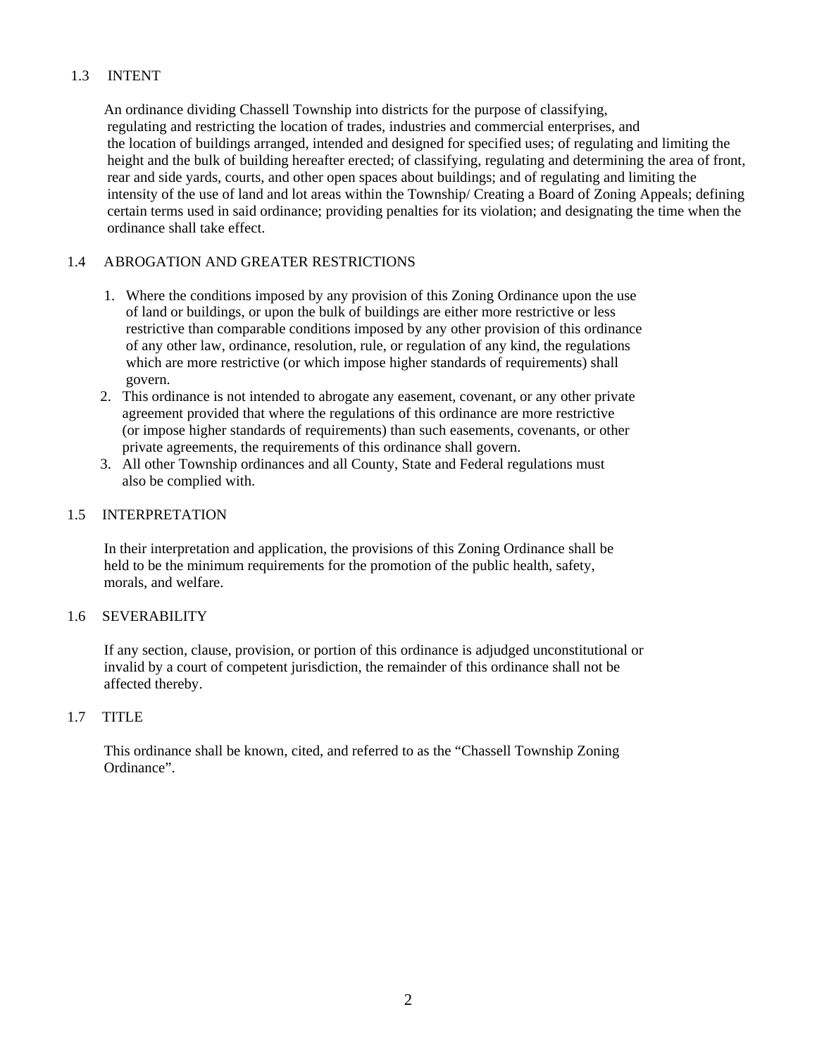## 1.3 INTENT

An ordinance dividing Chassell Township into districts for the purpose of classifying, regulating and restricting the location of trades, industries and commercial enterprises, and the location of buildings arranged, intended and designed for specified uses; of regulating and limiting the height and the bulk of building hereafter erected; of classifying, regulating and determining the area of front, rear and side yards, courts, and other open spaces about buildings; and of regulating and limiting the intensity of the use of land and lot areas within the Township/ Creating a Board of Zoning Appeals; defining certain terms used in said ordinance; providing penalties for its violation; and designating the time when the ordinance shall take effect.

## 1.4 ABROGATION AND GREATER RESTRICTIONS

1. Where the conditions imposed by any provision of this Zoning Ordinance upon the use of land or buildings, or upon the bulk of buildings are either more restrictive or less restrictive than comparable conditions imposed by any other provision of this ordinance of any other law, ordinance, resolution, rule, or regulation of any kind, the regulations which are more restrictive (or which impose higher standards of requirements) shall govern.
2. This ordinance is not intended to abrogate any easement, covenant, or any other private agreement provided that where the regulations of this ordinance are more restrictive (or impose higher standards of requirements) than such easements, covenants, or other private agreements, the requirements of this ordinance shall govern.
3. All other Township ordinances and all County, State and Federal regulations must also be complied with.

## 1.5 INTERPRETATION

In their interpretation and application, the provisions of this Zoning Ordinance shall be held to be the minimum requirements for the promotion of the public health, safety, morals, and welfare.

## 1.6 SEVERABILITY

If any section, clause, provision, or portion of this ordinance is adjudged unconstitutional or invalid by a court of competent jurisdiction, the remainder of this ordinance shall not be affected thereby.

## 1.7 TITLE

This ordinance shall be known, cited, and referred to as the "Chassell Township Zoning Ordinance".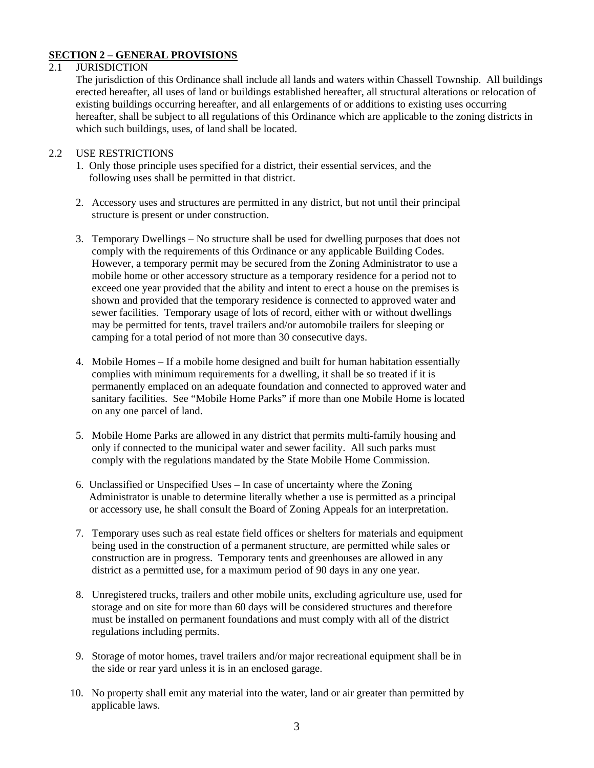## SECTION 2 – GENERAL PROVISIONS

### 2.1 JURISDICTION

The jurisdiction of this Ordinance shall include all lands and waters within Chassell Township. All buildings erected hereafter, all uses of land or buildings established hereafter, all structural alterations or relocation of existing buildings occurring hereafter, and all enlargements of or additions to existing uses occurring hereafter, shall be subject to all regulations of this Ordinance which are applicable to the zoning districts in which such buildings, uses, of land shall be located.

### 2.2 USE RESTRICTIONS

1. Only those principle uses specified for a district, their essential services, and the following uses shall be permitted in that district.

2. Accessory uses and structures are permitted in any district, but not until their principal structure is present or under construction.

3. Temporary Dwellings – No structure shall be used for dwelling purposes that does not comply with the requirements of this Ordinance or any applicable Building Codes. However, a temporary permit may be secured from the Zoning Administrator to use a mobile home or other accessory structure as a temporary residence for a period not to exceed one year provided that the ability and intent to erect a house on the premises is shown and provided that the temporary residence is connected to approved water and sewer facilities. Temporary usage of lots of record, either with or without dwellings may be permitted for tents, travel trailers and/or automobile trailers for sleeping or camping for a total period of not more than 30 consecutive days.

4. Mobile Homes – If a mobile home designed and built for human habitation essentially complies with minimum requirements for a dwelling, it shall be so treated if it is permanently emplaced on an adequate foundation and connected to approved water and sanitary facilities. See "Mobile Home Parks" if more than one Mobile Home is located on any one parcel of land.

5. Mobile Home Parks are allowed in any district that permits multi-family housing and only if connected to the municipal water and sewer facility. All such parks must comply with the regulations mandated by the State Mobile Home Commission.

6. Unclassified or Unspecified Uses – In case of uncertainty where the Zoning Administrator is unable to determine literally whether a use is permitted as a principal or accessory use, he shall consult the Board of Zoning Appeals for an interpretation.

7. Temporary uses such as real estate field offices or shelters for materials and equipment being used in the construction of a permanent structure, are permitted while sales or construction are in progress. Temporary tents and greenhouses are allowed in any district as a permitted use, for a maximum period of 90 days in any one year.

8. Unregistered trucks, trailers and other mobile units, excluding agriculture use, used for storage and on site for more than 60 days will be considered structures and therefore must be installed on permanent foundations and must comply with all of the district regulations including permits.

9. Storage of motor homes, travel trailers and/or major recreational equipment shall be in the side or rear yard unless it is in an enclosed garage.

10. No property shall emit any material into the water, land or air greater than permitted by applicable laws.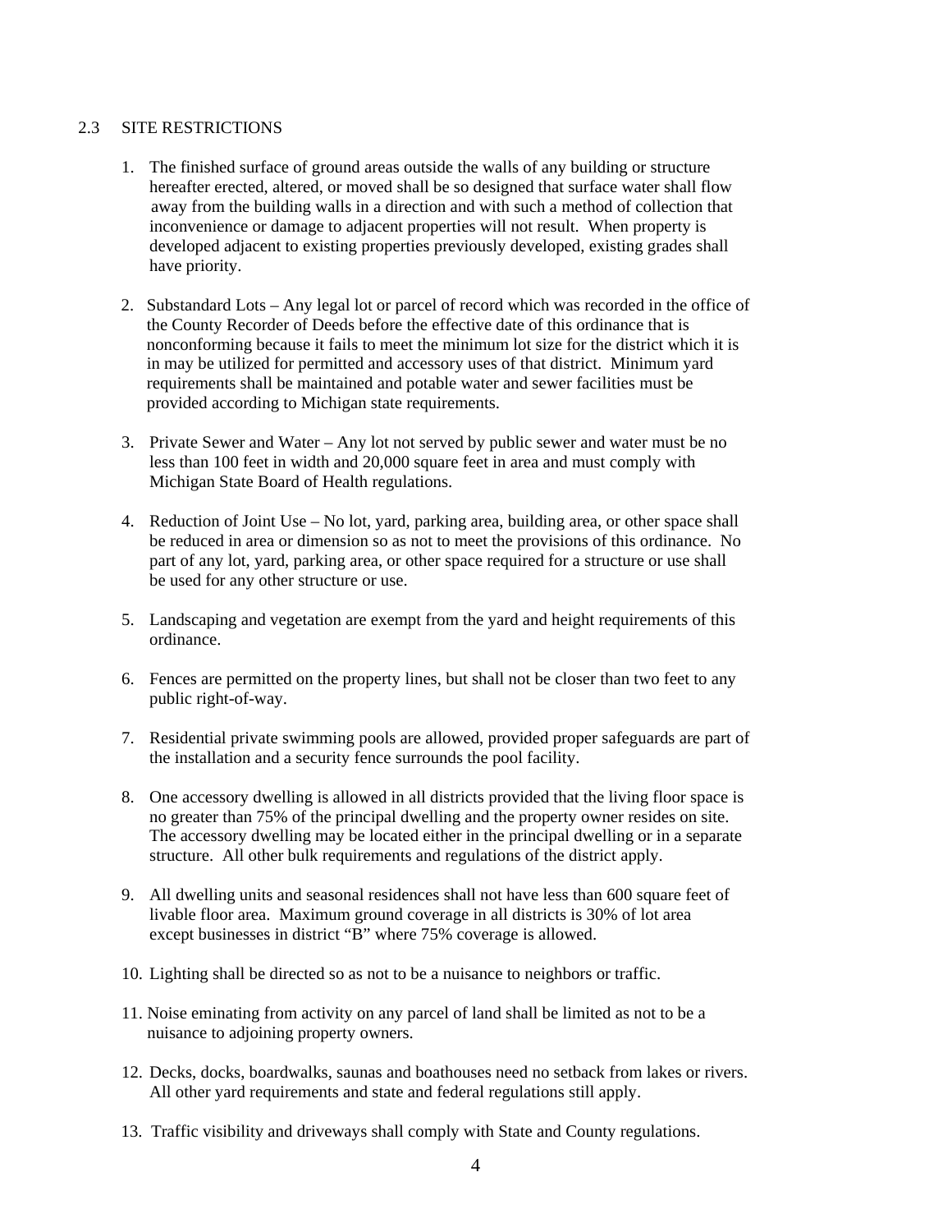## 2.3 SITE RESTRICTIONS

1. The finished surface of ground areas outside the walls of any building or structure hereafter erected, altered, or moved shall be so designed that surface water shall flow away from the building walls in a direction and with such a method of collection that inconvenience or damage to adjacent properties will not result. When property is developed adjacent to existing properties previously developed, existing grades shall have priority.

2. Substandard Lots – Any legal lot or parcel of record which was recorded in the office of the County Recorder of Deeds before the effective date of this ordinance that is nonconforming because it fails to meet the minimum lot size for the district which it is in may be utilized for permitted and accessory uses of that district. Minimum yard requirements shall be maintained and potable water and sewer facilities must be provided according to Michigan state requirements.

3. Private Sewer and Water – Any lot not served by public sewer and water must be no less than 100 feet in width and 20,000 square feet in area and must comply with Michigan State Board of Health regulations.

4. Reduction of Joint Use – No lot, yard, parking area, building area, or other space shall be reduced in area or dimension so as not to meet the provisions of this ordinance. No part of any lot, yard, parking area, or other space required for a structure or use shall be used for any other structure or use.

5. Landscaping and vegetation are exempt from the yard and height requirements of this ordinance.

6. Fences are permitted on the property lines, but shall not be closer than two feet to any public right-of-way.

7. Residential private swimming pools are allowed, provided proper safeguards are part of the installation and a security fence surrounds the pool facility.

8. One accessory dwelling is allowed in all districts provided that the living floor space is no greater than 75% of the principal dwelling and the property owner resides on site. The accessory dwelling may be located either in the principal dwelling or in a separate structure. All other bulk requirements and regulations of the district apply.

9. All dwelling units and seasonal residences shall not have less than 600 square feet of livable floor area. Maximum ground coverage in all districts is 30% of lot area except businesses in district "B" where 75% coverage is allowed.

10. Lighting shall be directed so as not to be a nuisance to neighbors or traffic.

11. Noise eminating from activity on any parcel of land shall be limited as not to be a nuisance to adjoining property owners.

12. Decks, docks, boardwalks, saunas and boathouses need no setback from lakes or rivers. All other yard requirements and state and federal regulations still apply.

13. Traffic visibility and driveways shall comply with State and County regulations.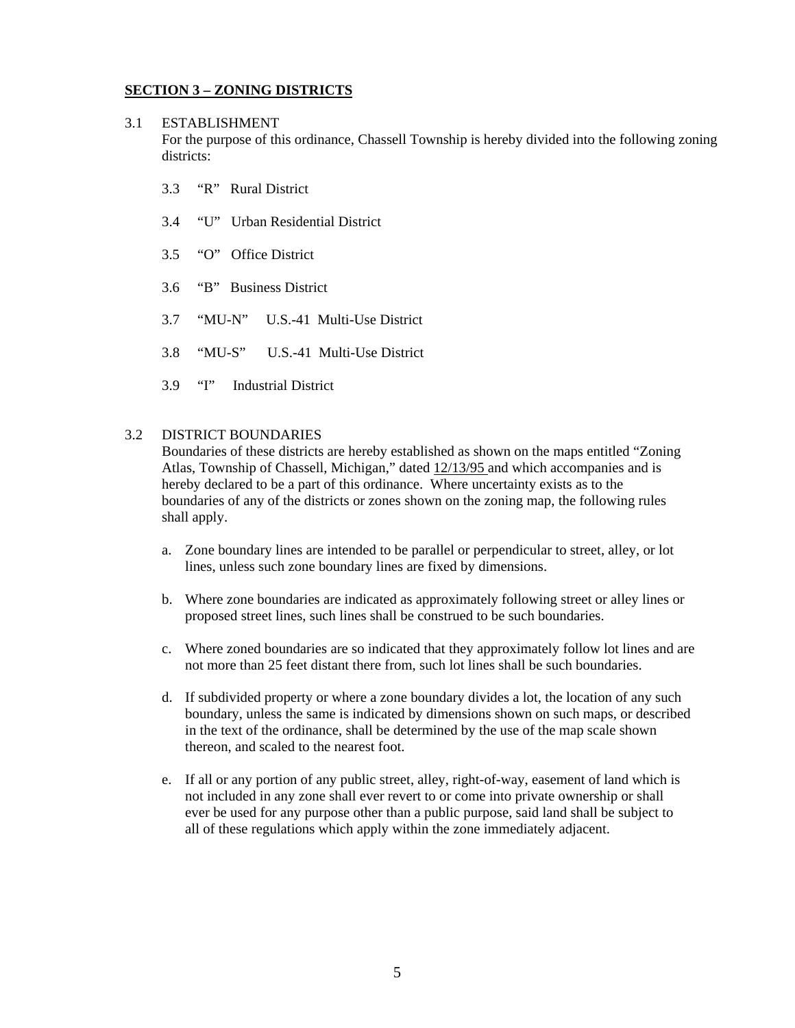## SECTION 3 – ZONING DISTRICTS

3.1 ESTABLISHMENT

For the purpose of this ordinance, Chassell Township is hereby divided into the following zoning districts:

- 3.3 "R" Rural District
- 3.4 "U" Urban Residential District
- 3.5 "O" Office District
- 3.6 "B" Business District
- 3.7 "MU-N" U.S.-41 Multi-Use District
- 3.8 "MU-S" U.S.-41 Multi-Use District
- 3.9 "I" Industrial District

3.2 DISTRICT BOUNDARIES

Boundaries of these districts are hereby established as shown on the maps entitled "Zoning Atlas, Township of Chassell, Michigan," dated 12/13/95 and which accompanies and is hereby declared to be a part of this ordinance. Where uncertainty exists as to the boundaries of any of the districts or zones shown on the zoning map, the following rules shall apply.

a. Zone boundary lines are intended to be parallel or perpendicular to street, alley, or lot lines, unless such zone boundary lines are fixed by dimensions.

b. Where zone boundaries are indicated as approximately following street or alley lines or proposed street lines, such lines shall be construed to be such boundaries.

c. Where zoned boundaries are so indicated that they approximately follow lot lines and are not more than 25 feet distant there from, such lot lines shall be such boundaries.

d. If subdivided property or where a zone boundary divides a lot, the location of any such boundary, unless the same is indicated by dimensions shown on such maps, or described in the text of the ordinance, shall be determined by the use of the map scale shown thereon, and scaled to the nearest foot.

e. If all or any portion of any public street, alley, right-of-way, easement of land which is not included in any zone shall ever revert to or come into private ownership or shall ever be used for any purpose other than a public purpose, said land shall be subject to all of these regulations which apply within the zone immediately adjacent.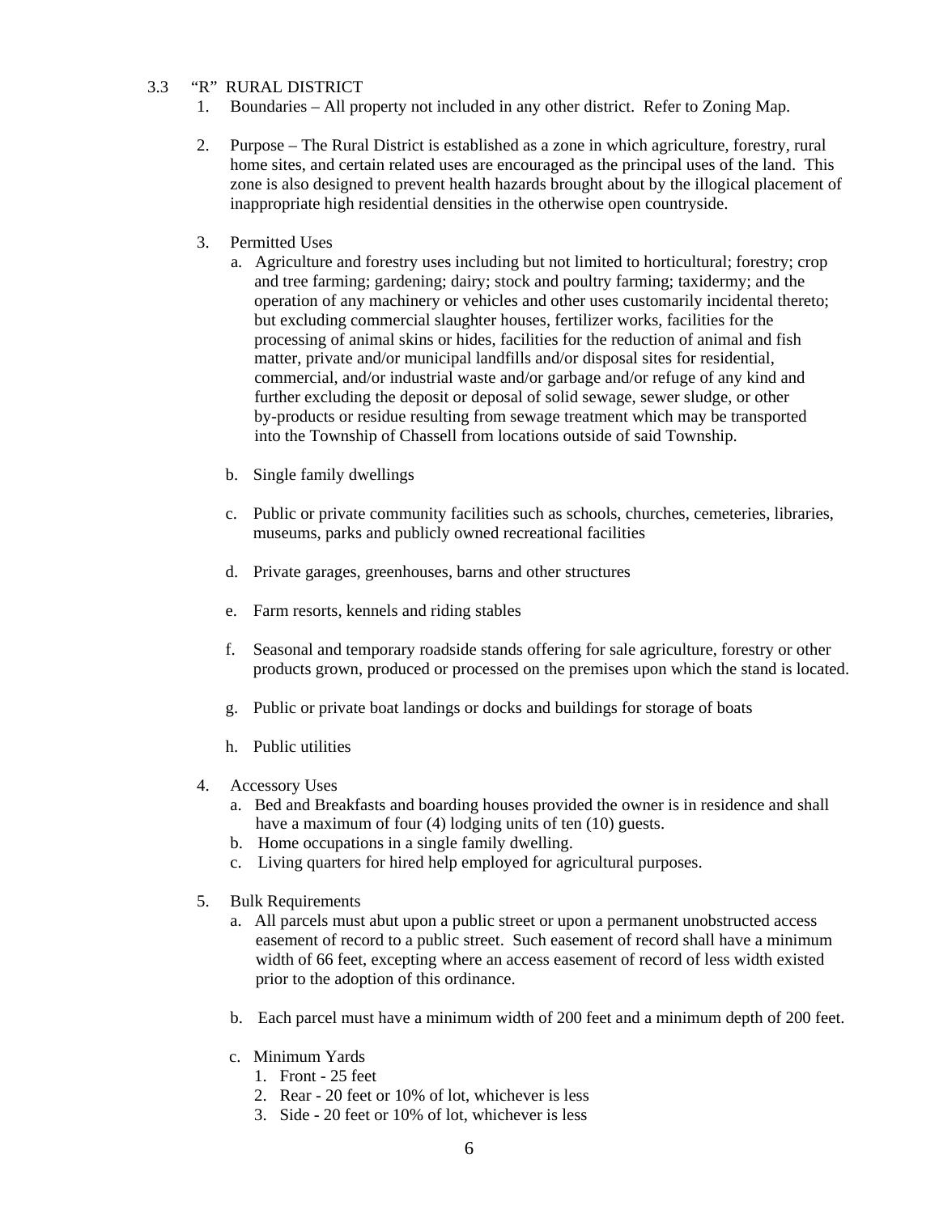## 3.3 "R" RURAL DISTRICT

1. Boundaries – All property not included in any other district. Refer to Zoning Map.

2. Purpose – The Rural District is established as a zone in which agriculture, forestry, rural home sites, and certain related uses are encouraged as the principal uses of the land. This zone is also designed to prevent health hazards brought about by the illogical placement of inappropriate high residential densities in the otherwise open countryside.

3. Permitted Uses
   a. Agriculture and forestry uses including but not limited to horticultural; forestry; crop and tree farming; gardening; dairy; stock and poultry farming; taxidermy; and the operation of any machinery or vehicles and other uses customarily incidental thereto; but excluding commercial slaughter houses, fertilizer works, facilities for the processing of animal skins or hides, facilities for the reduction of animal and fish matter, private and/or municipal landfills and/or disposal sites for residential, commercial, and/or industrial waste and/or garbage and/or refuge of any kind and further excluding the deposit or deposal of solid sewage, sewer sludge, or other by-products or residue resulting from sewage treatment which may be transported into the Township of Chassell from locations outside of said Township.

   b. Single family dwellings

   c. Public or private community facilities such as schools, churches, cemeteries, libraries, museums, parks and publicly owned recreational facilities

   d. Private garages, greenhouses, barns and other structures

   e. Farm resorts, kennels and riding stables

   f. Seasonal and temporary roadside stands offering for sale agriculture, forestry or other products grown, produced or processed on the premises upon which the stand is located.

   g. Public or private boat landings or docks and buildings for storage of boats

   h. Public utilities

4. Accessory Uses
   a. Bed and Breakfasts and boarding houses provided the owner is in residence and shall have a maximum of four (4) lodging units of ten (10) guests.
   b. Home occupations in a single family dwelling.
   c. Living quarters for hired help employed for agricultural purposes.

5. Bulk Requirements
   a. All parcels must abut upon a public street or upon a permanent unobstructed access easement of record to a public street. Such easement of record shall have a minimum width of 66 feet, excepting where an access easement of record of less width existed prior to the adoption of this ordinance.

   b. Each parcel must have a minimum width of 200 feet and a minimum depth of 200 feet.

   c. Minimum Yards
      1. Front - 25 feet
      2. Rear - 20 feet or 10% of lot, whichever is less
      3. Side - 20 feet or 10% of lot, whichever is less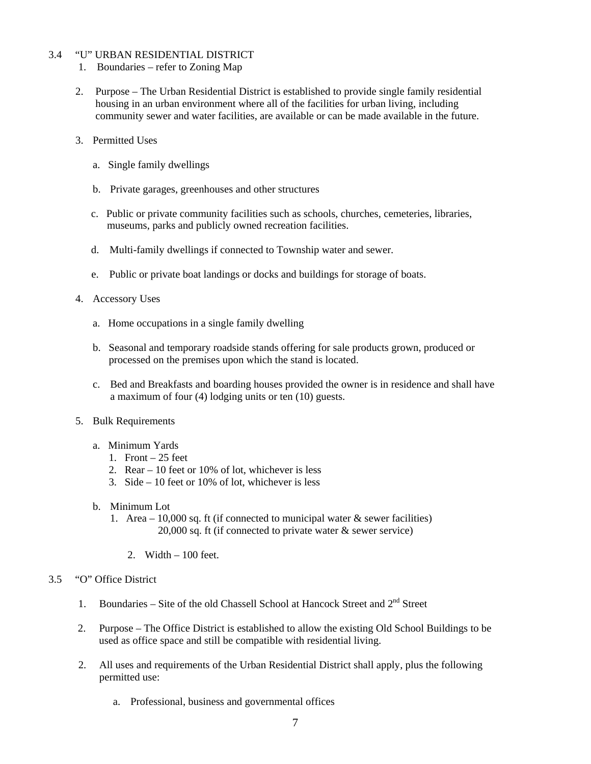### 3.4 "U" URBAN RESIDENTIAL DISTRICT

1. Boundaries – refer to Zoning Map

2. Purpose – The Urban Residential District is established to provide single family residential housing in an urban environment where all of the facilities for urban living, including community sewer and water facilities, are available or can be made available in the future.

3. Permitted Uses

   a. Single family dwellings

   b. Private garages, greenhouses and other structures

   c. Public or private community facilities such as schools, churches, cemeteries, libraries, museums, parks and publicly owned recreation facilities.

   d. Multi-family dwellings if connected to Township water and sewer.

   e. Public or private boat landings or docks and buildings for storage of boats.

4. Accessory Uses

   a. Home occupations in a single family dwelling

   b. Seasonal and temporary roadside stands offering for sale products grown, produced or processed on the premises upon which the stand is located.

   c. Bed and Breakfasts and boarding houses provided the owner is in residence and shall have a maximum of four (4) lodging units or ten (10) guests.

5. Bulk Requirements

   a. Minimum Yards
      1. Front – 25 feet
      2. Rear – 10 feet or 10% of lot, whichever is less
      3. Side – 10 feet or 10% of lot, whichever is less

   b. Minimum Lot
      1. Area – 10,000 sq. ft (if connected to municipal water & sewer facilities)
         20,000 sq. ft (if connected to private water & sewer service)

      2. Width – 100 feet.

### 3.5 "O" Office District

1. Boundaries – Site of the old Chassell School at Hancock Street and 2nd Street

2. Purpose – The Office District is established to allow the existing Old School Buildings to be used as office space and still be compatible with residential living.

2. All uses and requirements of the Urban Residential District shall apply, plus the following permitted use:

   a. Professional, business and governmental offices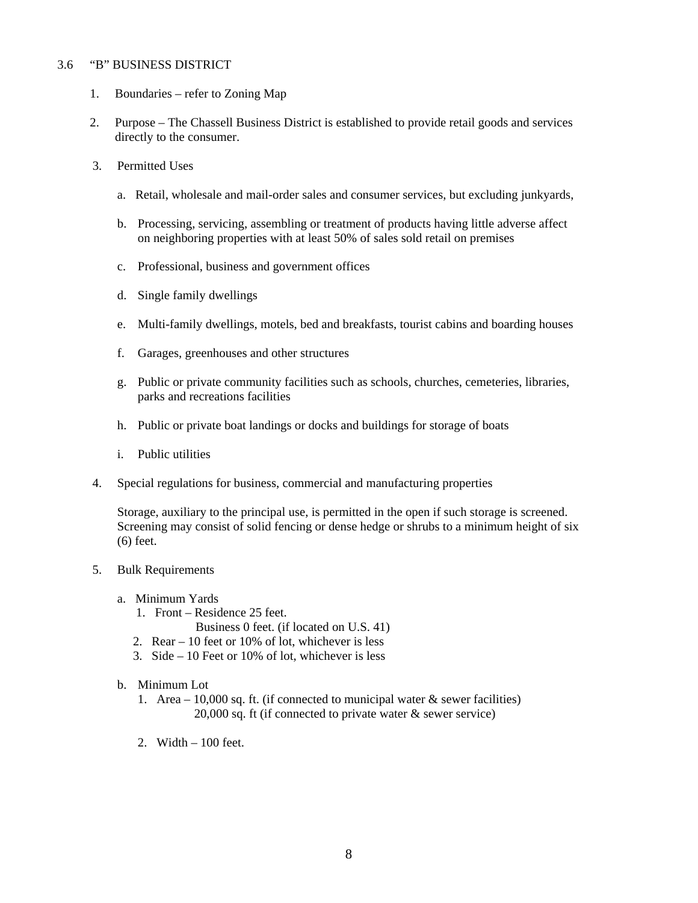## 3.6 "B" BUSINESS DISTRICT

1. Boundaries – refer to Zoning Map

2. Purpose – The Chassell Business District is established to provide retail goods and services directly to the consumer.

3. Permitted Uses

   a. Retail, wholesale and mail-order sales and consumer services, but excluding junkyards,

   b. Processing, servicing, assembling or treatment of products having little adverse affect on neighboring properties with at least 50% of sales sold retail on premises

   c. Professional, business and government offices

   d. Single family dwellings

   e. Multi-family dwellings, motels, bed and breakfasts, tourist cabins and boarding houses

   f. Garages, greenhouses and other structures

   g. Public or private community facilities such as schools, churches, cemeteries, libraries, parks and recreations facilities

   h. Public or private boat landings or docks and buildings for storage of boats

   i. Public utilities

4. Special regulations for business, commercial and manufacturing properties

   Storage, auxiliary to the principal use, is permitted in the open if such storage is screened. Screening may consist of solid fencing or dense hedge or shrubs to a minimum height of six (6) feet.

5. Bulk Requirements

   a. Minimum Yards
      1. Front – Residence 25 feet.
         Business 0 feet. (if located on U.S. 41)
      2. Rear – 10 feet or 10% of lot, whichever is less
      3. Side – 10 Feet or 10% of lot, whichever is less

   b. Minimum Lot
      1. Area – 10,000 sq. ft. (if connected to municipal water & sewer facilities)
         20,000 sq. ft (if connected to private water & sewer service)

      2. Width – 100 feet.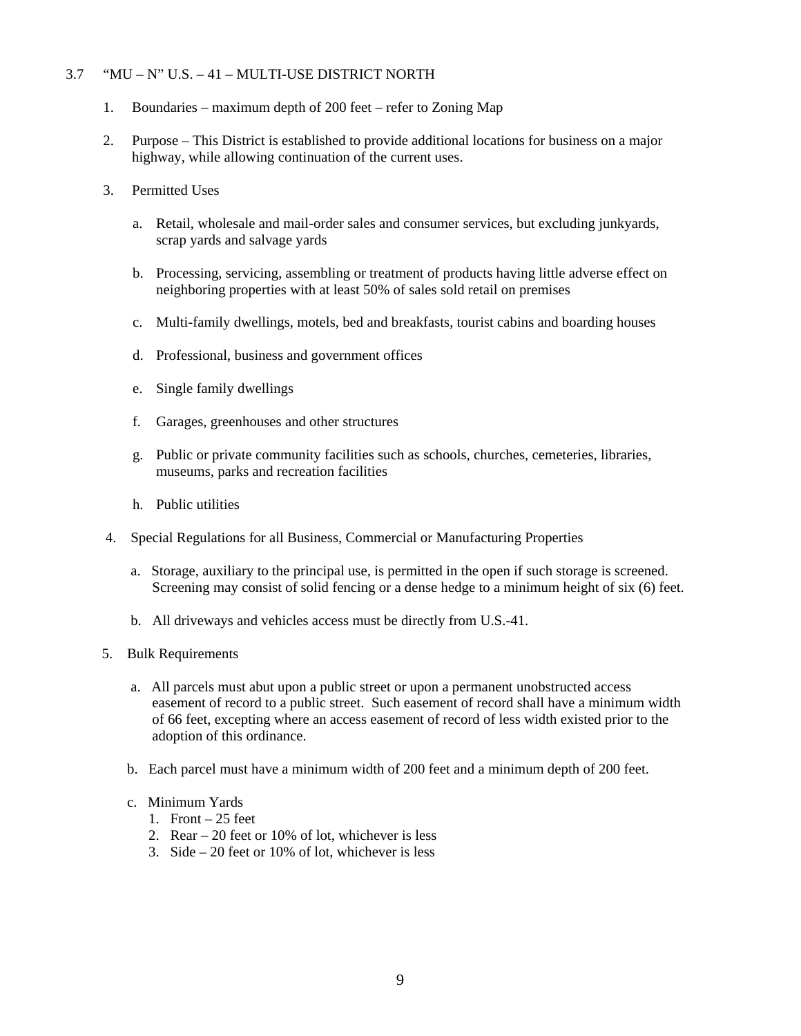## 3.7 "MU – N" U.S. – 41 – MULTI-USE DISTRICT NORTH

1. Boundaries – maximum depth of 200 feet – refer to Zoning Map

2. Purpose – This District is established to provide additional locations for business on a major highway, while allowing continuation of the current uses.

3. Permitted Uses

   a. Retail, wholesale and mail-order sales and consumer services, but excluding junkyards, scrap yards and salvage yards

   b. Processing, servicing, assembling or treatment of products having little adverse effect on neighboring properties with at least 50% of sales sold retail on premises

   c. Multi-family dwellings, motels, bed and breakfasts, tourist cabins and boarding houses

   d. Professional, business and government offices

   e. Single family dwellings

   f. Garages, greenhouses and other structures

   g. Public or private community facilities such as schools, churches, cemeteries, libraries, museums, parks and recreation facilities

   h. Public utilities

4. Special Regulations for all Business, Commercial or Manufacturing Properties

   a. Storage, auxiliary to the principal use, is permitted in the open if such storage is screened. Screening may consist of solid fencing or a dense hedge to a minimum height of six (6) feet.

   b. All driveways and vehicles access must be directly from U.S.-41.

5. Bulk Requirements

   a. All parcels must abut upon a public street or upon a permanent unobstructed access easement of record to a public street. Such easement of record shall have a minimum width of 66 feet, excepting where an access easement of record of less width existed prior to the adoption of this ordinance.

   b. Each parcel must have a minimum width of 200 feet and a minimum depth of 200 feet.

   c. Minimum Yards
      1. Front – 25 feet
      2. Rear – 20 feet or 10% of lot, whichever is less
      3. Side – 20 feet or 10% of lot, whichever is less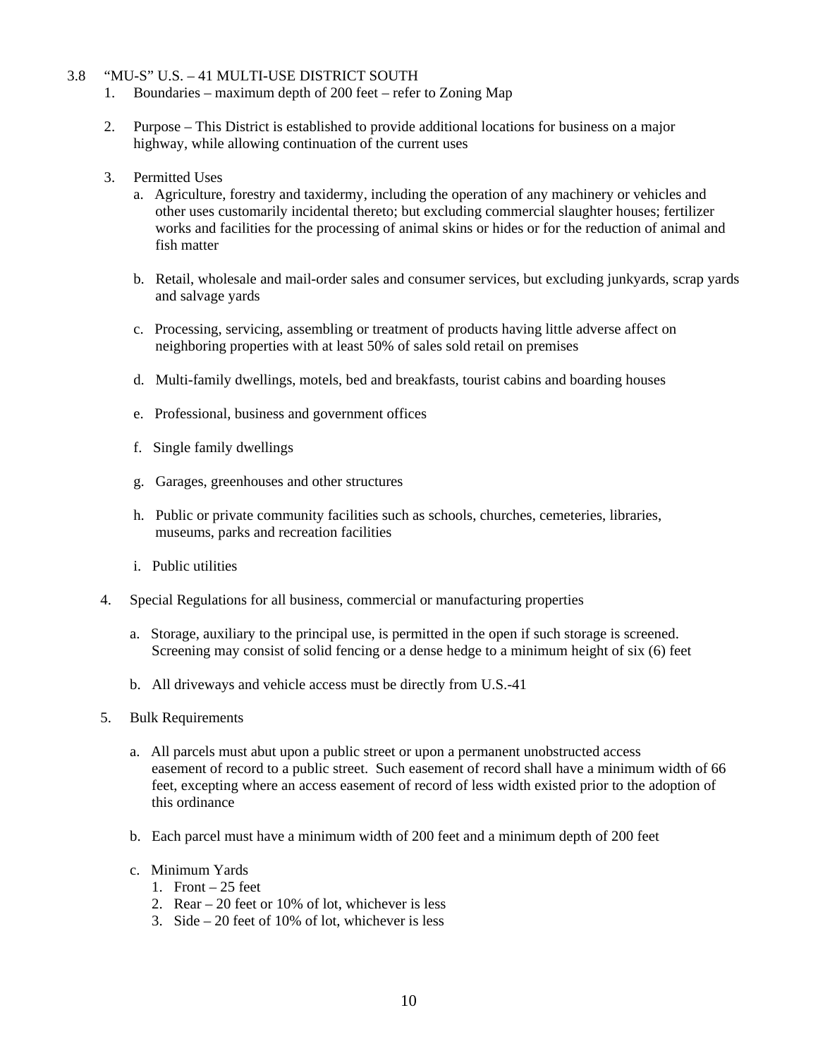## 3.8 "MU-S" U.S. – 41 MULTI-USE DISTRICT SOUTH

1. Boundaries – maximum depth of 200 feet – refer to Zoning Map

2. Purpose – This District is established to provide additional locations for business on a major highway, while allowing continuation of the current uses

3. Permitted Uses

   a. Agriculture, forestry and taxidermy, including the operation of any machinery or vehicles and other uses customarily incidental thereto; but excluding commercial slaughter houses; fertilizer works and facilities for the processing of animal skins or hides or for the reduction of animal and fish matter

   b. Retail, wholesale and mail-order sales and consumer services, but excluding junkyards, scrap yards and salvage yards

   c. Processing, servicing, assembling or treatment of products having little adverse affect on neighboring properties with at least 50% of sales sold retail on premises

   d. Multi-family dwellings, motels, bed and breakfasts, tourist cabins and boarding houses

   e. Professional, business and government offices

   f. Single family dwellings

   g. Garages, greenhouses and other structures

   h. Public or private community facilities such as schools, churches, cemeteries, libraries, museums, parks and recreation facilities

   i. Public utilities

4. Special Regulations for all business, commercial or manufacturing properties

   a. Storage, auxiliary to the principal use, is permitted in the open if such storage is screened. Screening may consist of solid fencing or a dense hedge to a minimum height of six (6) feet

   b. All driveways and vehicle access must be directly from U.S.-41

5. Bulk Requirements

   a. All parcels must abut upon a public street or upon a permanent unobstructed access easement of record to a public street. Such easement of record shall have a minimum width of 66 feet, excepting where an access easement of record of less width existed prior to the adoption of this ordinance

   b. Each parcel must have a minimum width of 200 feet and a minimum depth of 200 feet

   c. Minimum Yards
      1. Front – 25 feet
      2. Rear – 20 feet or 10% of lot, whichever is less
      3. Side – 20 feet of 10% of lot, whichever is less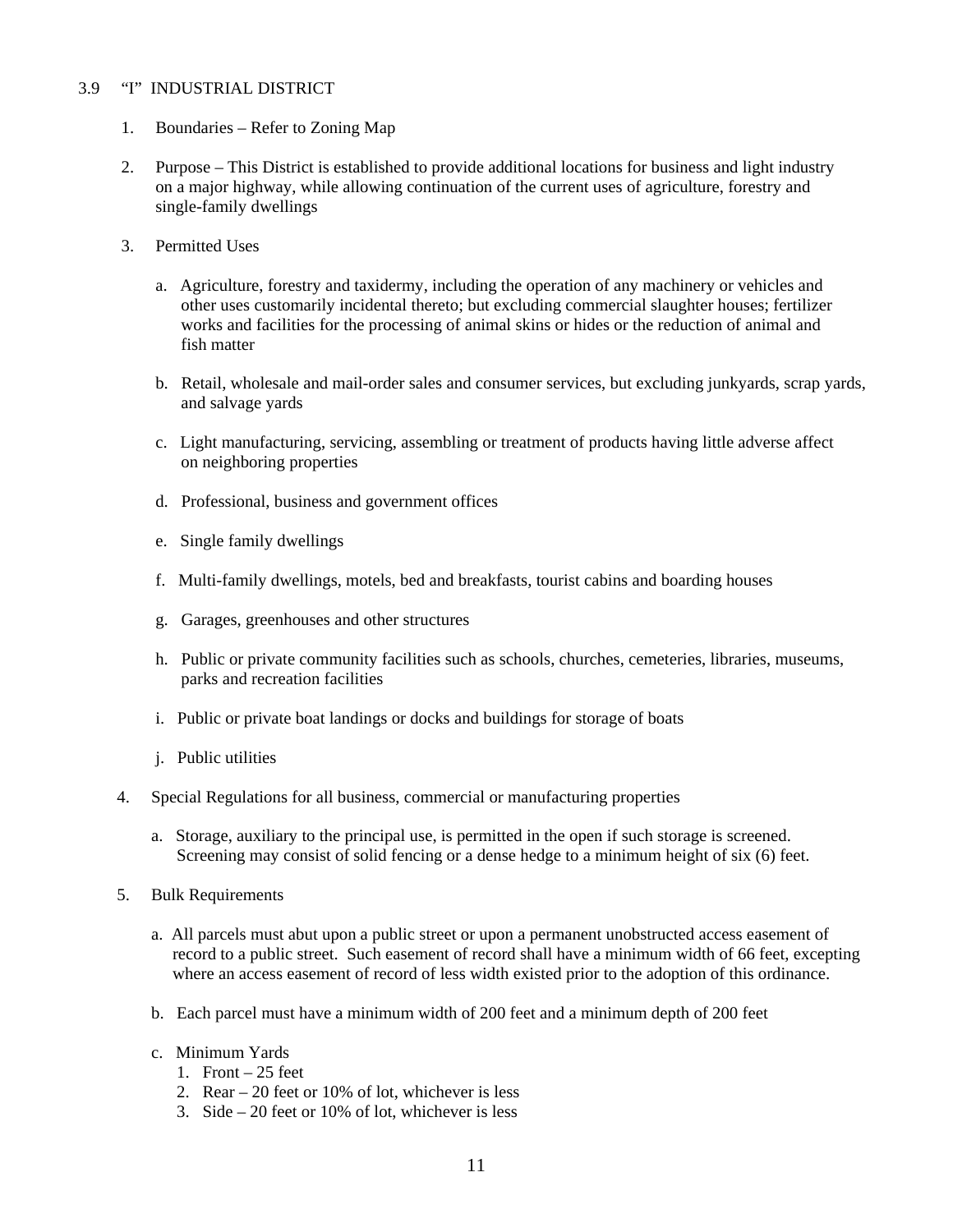## 3.9 "I" INDUSTRIAL DISTRICT

1. Boundaries – Refer to Zoning Map

2. Purpose – This District is established to provide additional locations for business and light industry on a major highway, while allowing continuation of the current uses of agriculture, forestry and single-family dwellings

3. Permitted Uses

   a. Agriculture, forestry and taxidermy, including the operation of any machinery or vehicles and other uses customarily incidental thereto; but excluding commercial slaughter houses; fertilizer works and facilities for the processing of animal skins or hides or the reduction of animal and fish matter

   b. Retail, wholesale and mail-order sales and consumer services, but excluding junkyards, scrap yards, and salvage yards

   c. Light manufacturing, servicing, assembling or treatment of products having little adverse affect on neighboring properties

   d. Professional, business and government offices

   e. Single family dwellings

   f. Multi-family dwellings, motels, bed and breakfasts, tourist cabins and boarding houses

   g. Garages, greenhouses and other structures

   h. Public or private community facilities such as schools, churches, cemeteries, libraries, museums, parks and recreation facilities

   i. Public or private boat landings or docks and buildings for storage of boats

   j. Public utilities

4. Special Regulations for all business, commercial or manufacturing properties

   a. Storage, auxiliary to the principal use, is permitted in the open if such storage is screened. Screening may consist of solid fencing or a dense hedge to a minimum height of six (6) feet.

5. Bulk Requirements

   a. All parcels must abut upon a public street or upon a permanent unobstructed access easement of record to a public street. Such easement of record shall have a minimum width of 66 feet, excepting where an access easement of record of less width existed prior to the adoption of this ordinance.

   b. Each parcel must have a minimum width of 200 feet and a minimum depth of 200 feet

   c. Minimum Yards
      1. Front – 25 feet
      2. Rear – 20 feet or 10% of lot, whichever is less
      3. Side – 20 feet or 10% of lot, whichever is less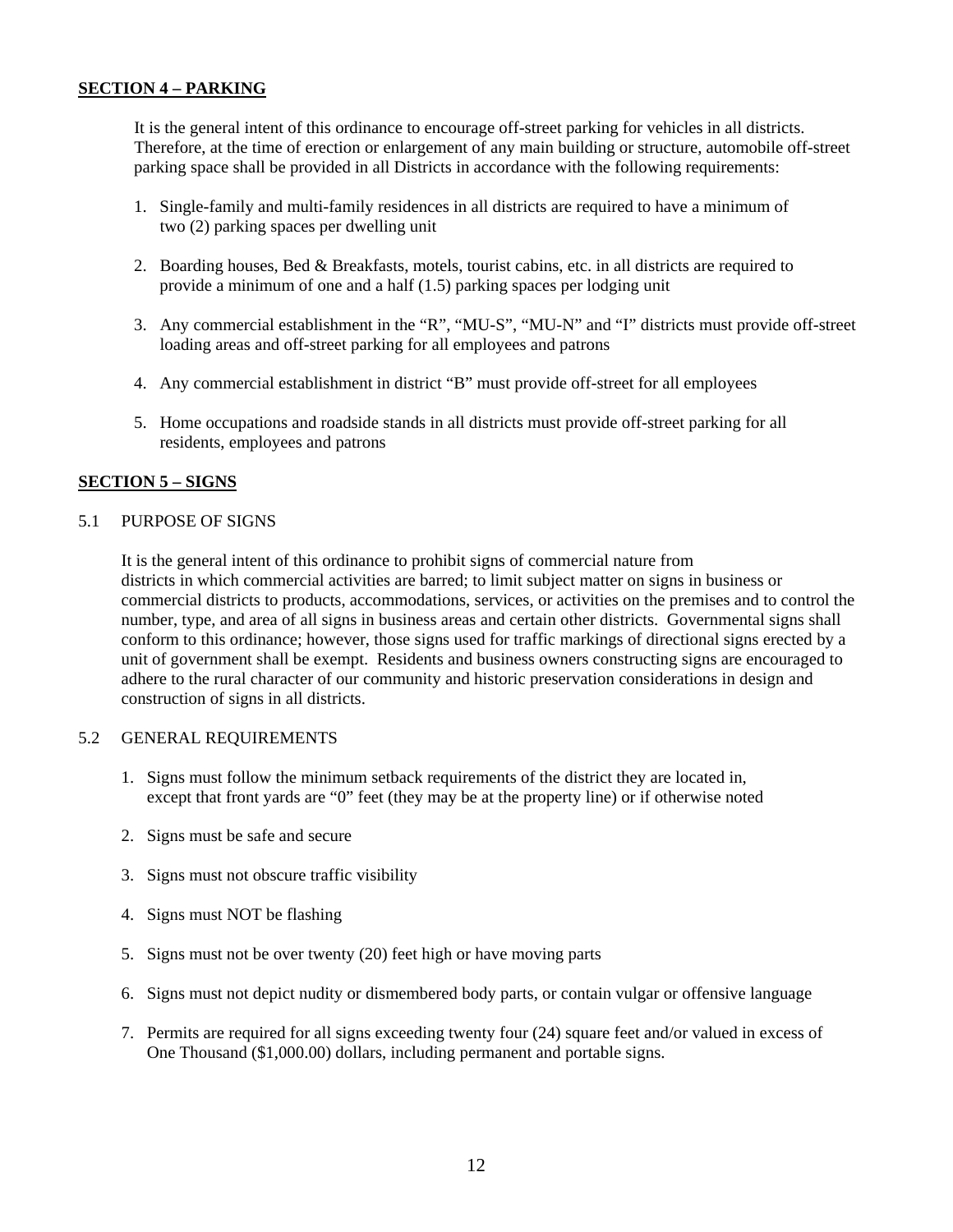**SECTION 4 – PARKING**

It is the general intent of this ordinance to encourage off-street parking for vehicles in all districts. Therefore, at the time of erection or enlargement of any main building or structure, automobile off-street parking space shall be provided in all Districts in accordance with the following requirements:

1. Single-family and multi-family residences in all districts are required to have a minimum of two (2) parking spaces per dwelling unit

2. Boarding houses, Bed & Breakfasts, motels, tourist cabins, etc. in all districts are required to provide a minimum of one and a half (1.5) parking spaces per lodging unit

3. Any commercial establishment in the "R", "MU-S", "MU-N" and "I" districts must provide off-street loading areas and off-street parking for all employees and patrons

4. Any commercial establishment in district "B" must provide off-street for all employees

5. Home occupations and roadside stands in all districts must provide off-street parking for all residents, employees and patrons

**SECTION 5 – SIGNS**

5.1 PURPOSE OF SIGNS

It is the general intent of this ordinance to prohibit signs of commercial nature from districts in which commercial activities are barred; to limit subject matter on signs in business or commercial districts to products, accommodations, services, or activities on the premises and to control the number, type, and area of all signs in business areas and certain other districts. Governmental signs shall conform to this ordinance; however, those signs used for traffic markings of directional signs erected by a unit of government shall be exempt. Residents and business owners constructing signs are encouraged to adhere to the rural character of our community and historic preservation considerations in design and construction of signs in all districts.

5.2 GENERAL REQUIREMENTS

1. Signs must follow the minimum setback requirements of the district they are located in, except that front yards are "0" feet (they may be at the property line) or if otherwise noted

2. Signs must be safe and secure

3. Signs must not obscure traffic visibility

4. Signs must NOT be flashing

5. Signs must not be over twenty (20) feet high or have moving parts

6. Signs must not depict nudity or dismembered body parts, or contain vulgar or offensive language

7. Permits are required for all signs exceeding twenty four (24) square feet and/or valued in excess of One Thousand ($1,000.00) dollars, including permanent and portable signs.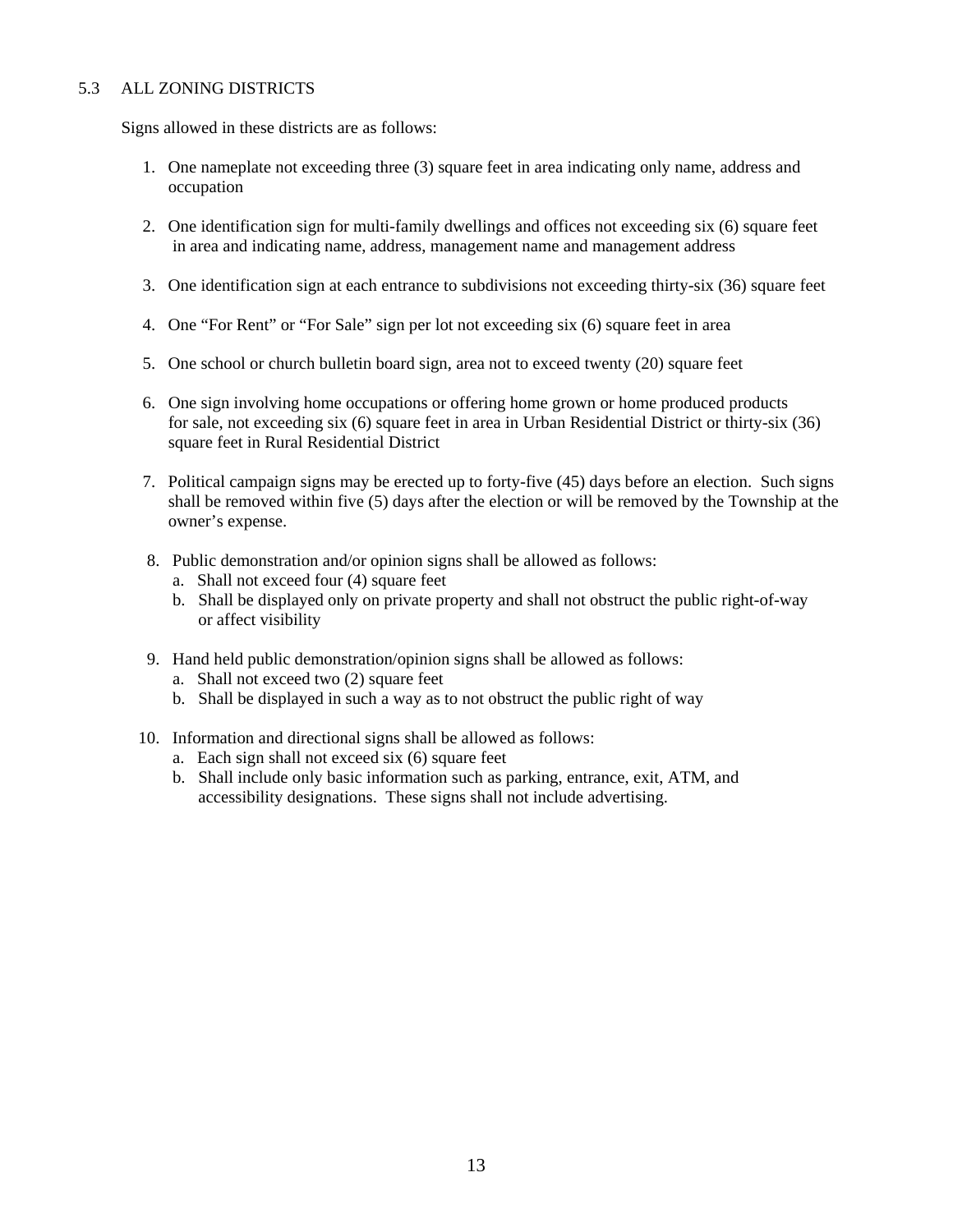## 5.3 ALL ZONING DISTRICTS

Signs allowed in these districts are as follows:

1. One nameplate not exceeding three (3) square feet in area indicating only name, address and occupation

2. One identification sign for multi-family dwellings and offices not exceeding six (6) square feet in area and indicating name, address, management name and management address

3. One identification sign at each entrance to subdivisions not exceeding thirty-six (36) square feet

4. One "For Rent" or "For Sale" sign per lot not exceeding six (6) square feet in area

5. One school or church bulletin board sign, area not to exceed twenty (20) square feet

6. One sign involving home occupations or offering home grown or home produced products for sale, not exceeding six (6) square feet in area in Urban Residential District or thirty-six (36) square feet in Rural Residential District

7. Political campaign signs may be erected up to forty-five (45) days before an election. Such signs shall be removed within five (5) days after the election or will be removed by the Township at the owner's expense.

8. Public demonstration and/or opinion signs shall be allowed as follows:
   a. Shall not exceed four (4) square feet
   b. Shall be displayed only on private property and shall not obstruct the public right-of-way or affect visibility

9. Hand held public demonstration/opinion signs shall be allowed as follows:
   a. Shall not exceed two (2) square feet
   b. Shall be displayed in such a way as to not obstruct the public right of way

10. Information and directional signs shall be allowed as follows:
    a. Each sign shall not exceed six (6) square feet
    b. Shall include only basic information such as parking, entrance, exit, ATM, and accessibility designations. These signs shall not include advertising.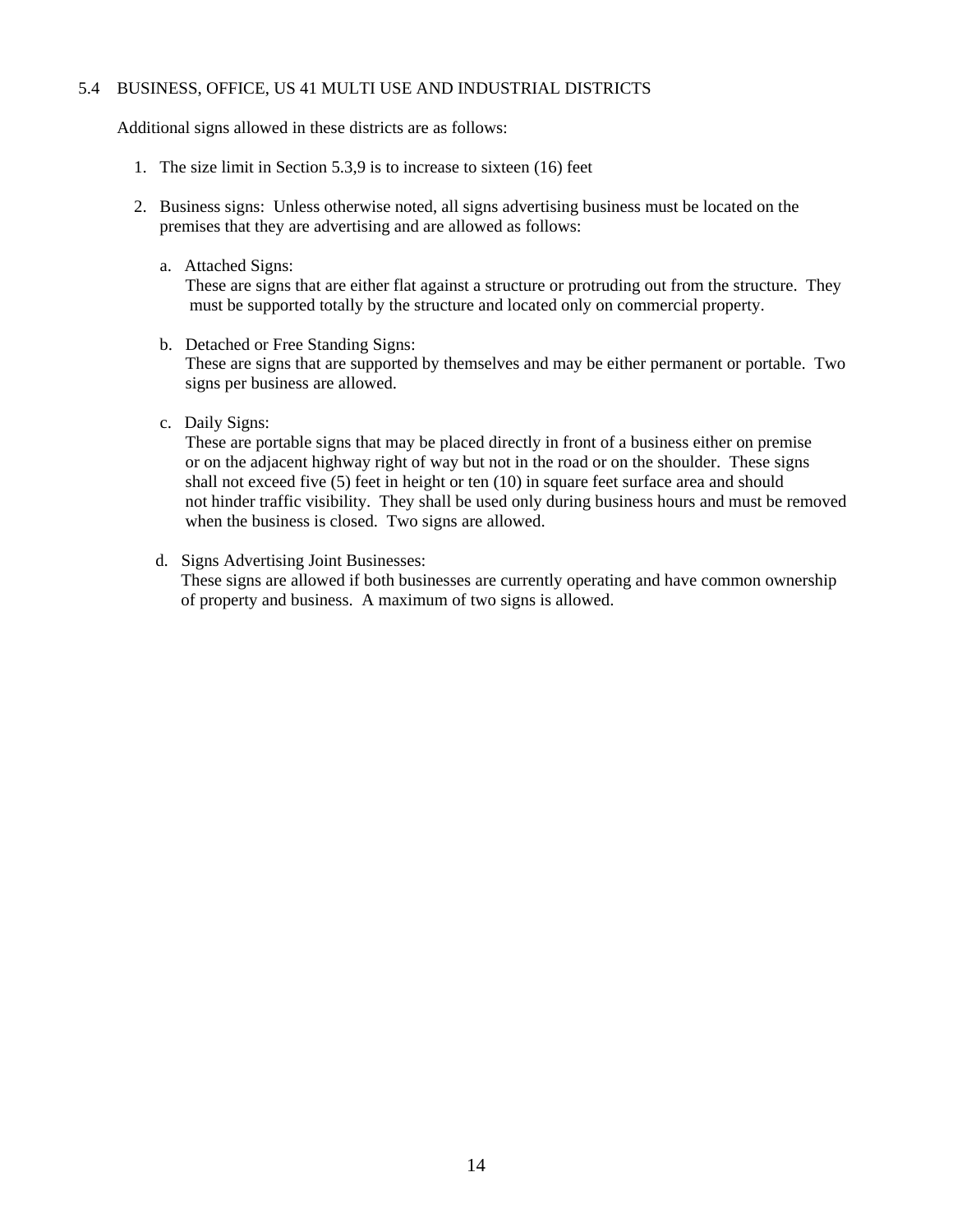## 5.4 BUSINESS, OFFICE, US 41 MULTI USE AND INDUSTRIAL DISTRICTS

Additional signs allowed in these districts are as follows:

1. The size limit in Section 5.3,9 is to increase to sixteen (16) feet

2. Business signs: Unless otherwise noted, all signs advertising business must be located on the premises that they are advertising and are allowed as follows:

   a. Attached Signs:
      These are signs that are either flat against a structure or protruding out from the structure. They must be supported totally by the structure and located only on commercial property.

   b. Detached or Free Standing Signs:
      These are signs that are supported by themselves and may be either permanent or portable. Two signs per business are allowed.

   c. Daily Signs:
      These are portable signs that may be placed directly in front of a business either on premise or on the adjacent highway right of way but not in the road or on the shoulder. These signs shall not exceed five (5) feet in height or ten (10) in square feet surface area and should not hinder traffic visibility. They shall be used only during business hours and must be removed when the business is closed. Two signs are allowed.

   d. Signs Advertising Joint Businesses:
      These signs are allowed if both businesses are currently operating and have common ownership of property and business. A maximum of two signs is allowed.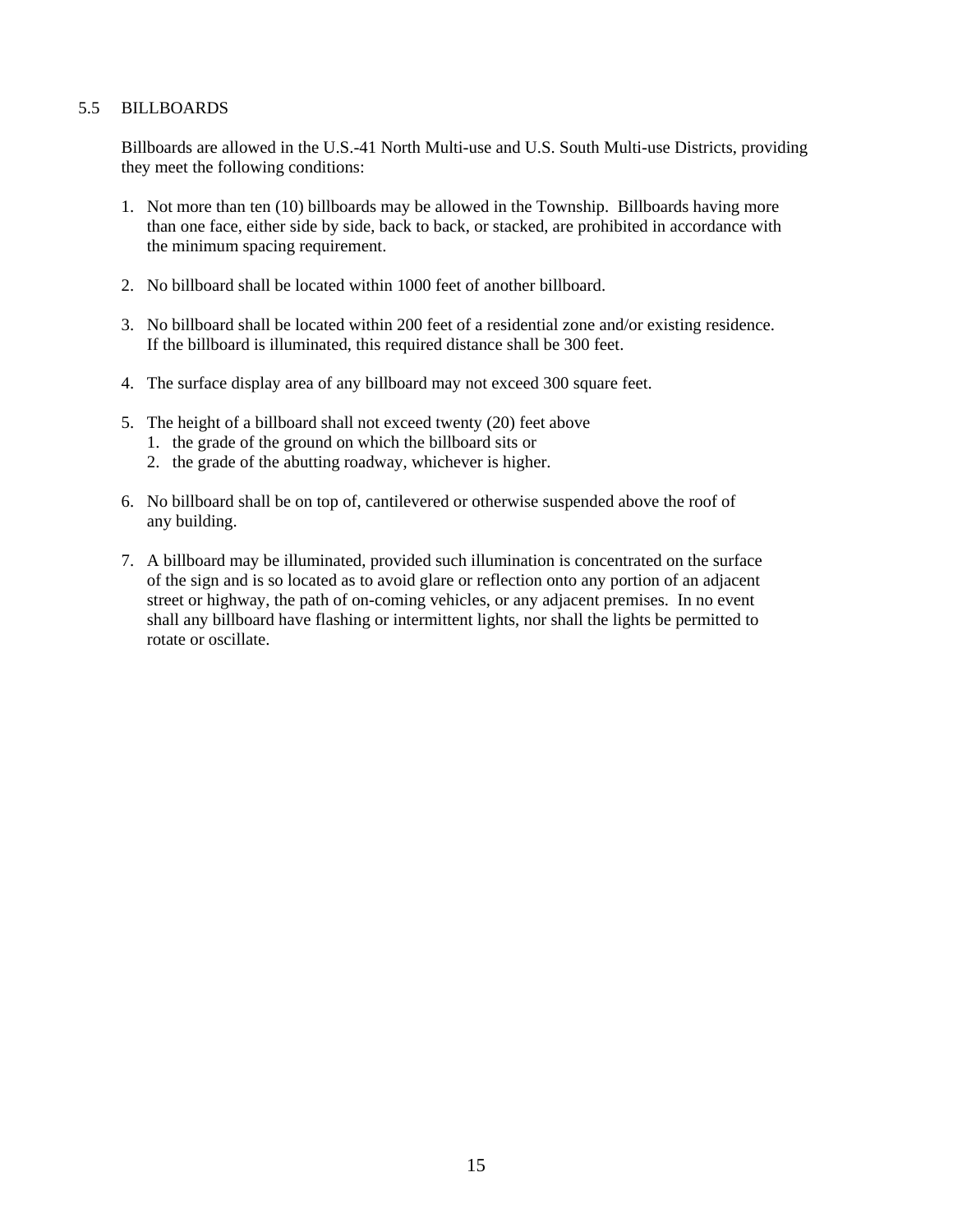## 5.5 BILLBOARDS

Billboards are allowed in the U.S.-41 North Multi-use and U.S. South Multi-use Districts, providing they meet the following conditions:

1. Not more than ten (10) billboards may be allowed in the Township. Billboards having more than one face, either side by side, back to back, or stacked, are prohibited in accordance with the minimum spacing requirement.

2. No billboard shall be located within 1000 feet of another billboard.

3. No billboard shall be located within 200 feet of a residential zone and/or existing residence. If the billboard is illuminated, this required distance shall be 300 feet.

4. The surface display area of any billboard may not exceed 300 square feet.

5. The height of a billboard shall not exceed twenty (20) feet above
   1. the grade of the ground on which the billboard sits or
   2. the grade of the abutting roadway, whichever is higher.

6. No billboard shall be on top of, cantilevered or otherwise suspended above the roof of any building.

7. A billboard may be illuminated, provided such illumination is concentrated on the surface of the sign and is so located as to avoid glare or reflection onto any portion of an adjacent street or highway, the path of on-coming vehicles, or any adjacent premises. In no event shall any billboard have flashing or intermittent lights, nor shall the lights be permitted to rotate or oscillate.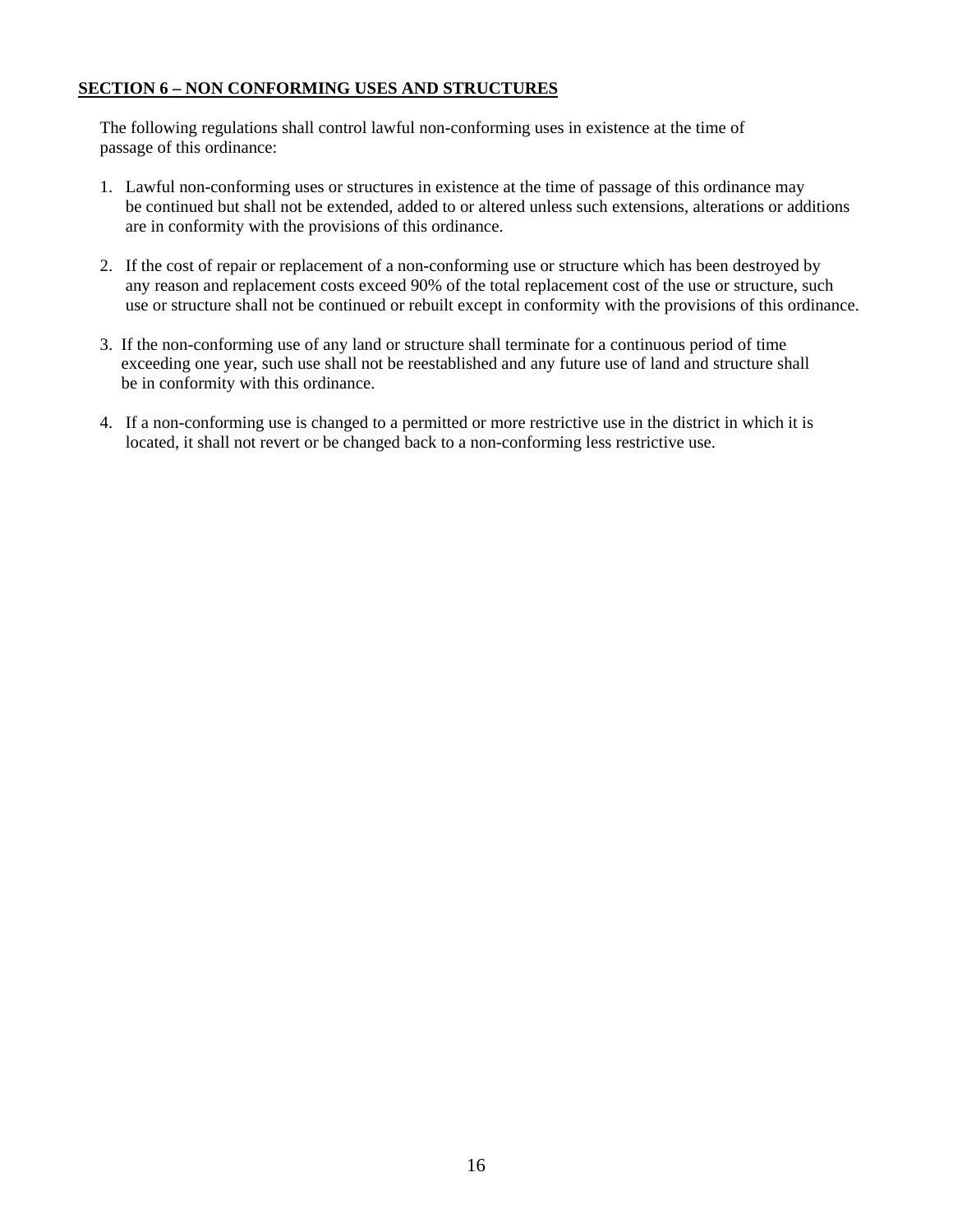## **SECTION 6 – NON CONFORMING USES AND STRUCTURES**

The following regulations shall control lawful non-conforming uses in existence at the time of passage of this ordinance:

1. Lawful non-conforming uses or structures in existence at the time of passage of this ordinance may be continued but shall not be extended, added to or altered unless such extensions, alterations or additions are in conformity with the provisions of this ordinance.

2. If the cost of repair or replacement of a non-conforming use or structure which has been destroyed by any reason and replacement costs exceed 90% of the total replacement cost of the use or structure, such use or structure shall not be continued or rebuilt except in conformity with the provisions of this ordinance.

3. If the non-conforming use of any land or structure shall terminate for a continuous period of time exceeding one year, such use shall not be reestablished and any future use of land and structure shall be in conformity with this ordinance.

4. If a non-conforming use is changed to a permitted or more restrictive use in the district in which it is located, it shall not revert or be changed back to a non-conforming less restrictive use.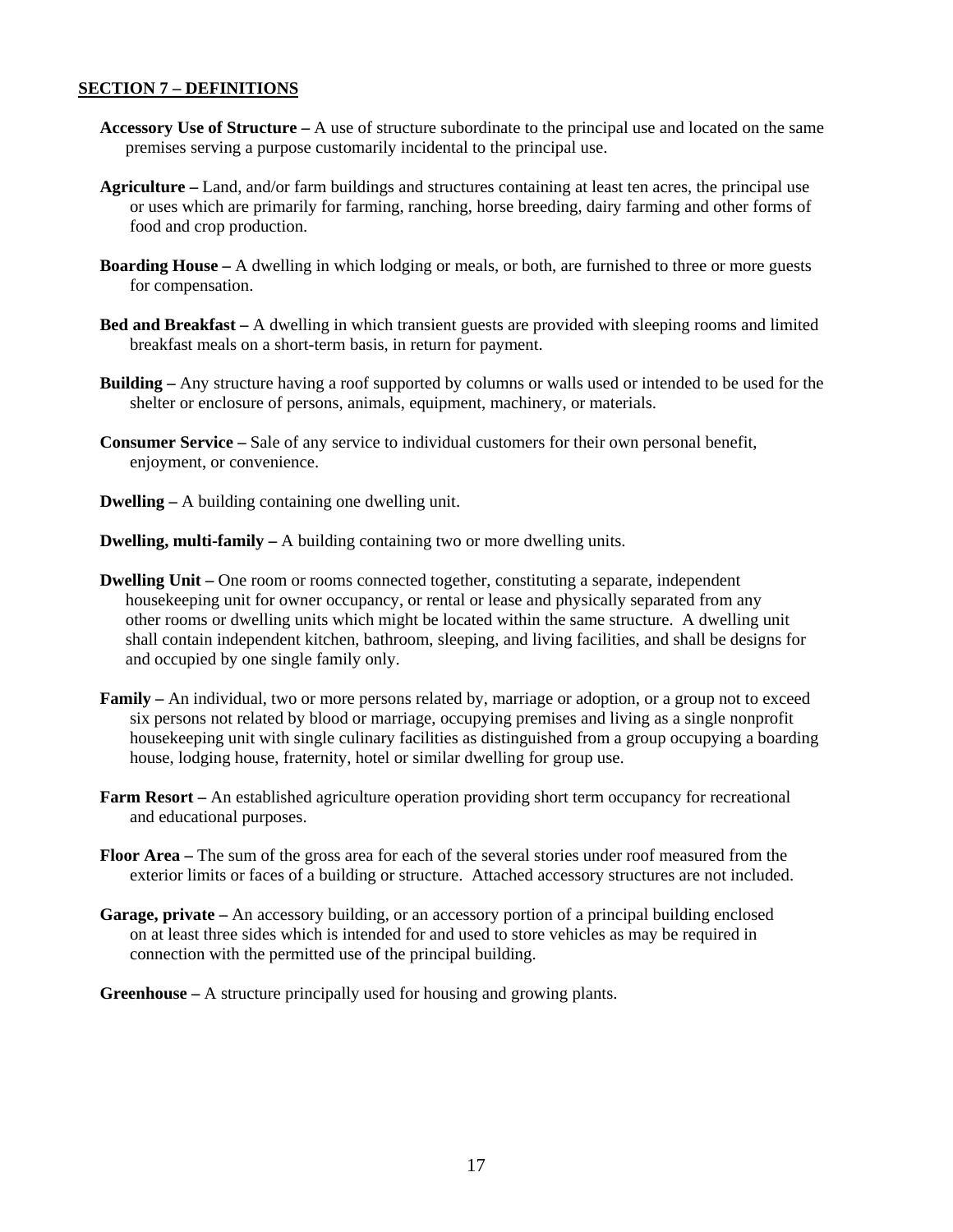## SECTION 7 – DEFINITIONS

**Accessory Use of Structure –** A use of structure subordinate to the principal use and located on the same premises serving a purpose customarily incidental to the principal use.

**Agriculture –** Land, and/or farm buildings and structures containing at least ten acres, the principal use or uses which are primarily for farming, ranching, horse breeding, dairy farming and other forms of food and crop production.

**Boarding House –** A dwelling in which lodging or meals, or both, are furnished to three or more guests for compensation.

**Bed and Breakfast –** A dwelling in which transient guests are provided with sleeping rooms and limited breakfast meals on a short-term basis, in return for payment.

**Building –** Any structure having a roof supported by columns or walls used or intended to be used for the shelter or enclosure of persons, animals, equipment, machinery, or materials.

**Consumer Service –** Sale of any service to individual customers for their own personal benefit, enjoyment, or convenience.

**Dwelling –** A building containing one dwelling unit.

**Dwelling, multi-family –** A building containing two or more dwelling units.

**Dwelling Unit –** One room or rooms connected together, constituting a separate, independent housekeeping unit for owner occupancy, or rental or lease and physically separated from any other rooms or dwelling units which might be located within the same structure. A dwelling unit shall contain independent kitchen, bathroom, sleeping, and living facilities, and shall be designs for and occupied by one single family only.

**Family –** An individual, two or more persons related by, marriage or adoption, or a group not to exceed six persons not related by blood or marriage, occupying premises and living as a single nonprofit housekeeping unit with single culinary facilities as distinguished from a group occupying a boarding house, lodging house, fraternity, hotel or similar dwelling for group use.

**Farm Resort –** An established agriculture operation providing short term occupancy for recreational and educational purposes.

**Floor Area –** The sum of the gross area for each of the several stories under roof measured from the exterior limits or faces of a building or structure. Attached accessory structures are not included.

**Garage, private –** An accessory building, or an accessory portion of a principal building enclosed on at least three sides which is intended for and used to store vehicles as may be required in connection with the permitted use of the principal building.

**Greenhouse –** A structure principally used for housing and growing plants.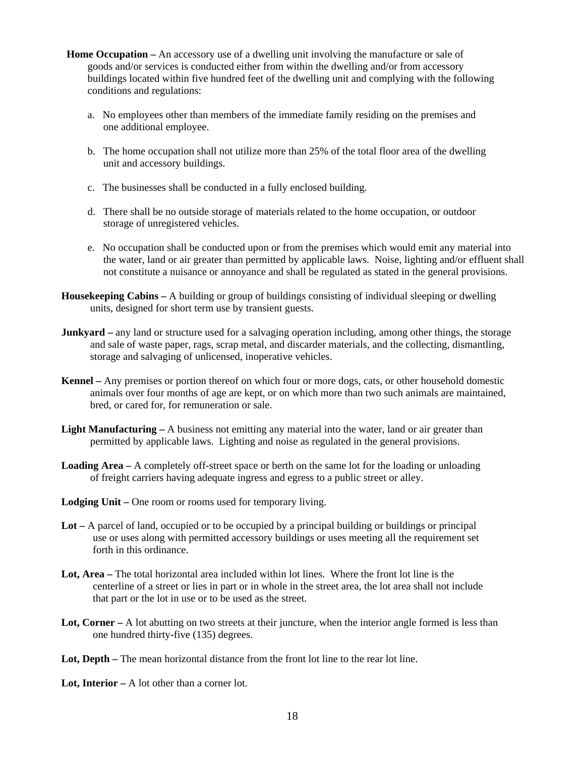**Home Occupation –** An accessory use of a dwelling unit involving the manufacture or sale of goods and/or services is conducted either from within the dwelling and/or from accessory buildings located within five hundred feet of the dwelling unit and complying with the following conditions and regulations:

a. No employees other than members of the immediate family residing on the premises and one additional employee.

b. The home occupation shall not utilize more than 25% of the total floor area of the dwelling unit and accessory buildings.

c. The businesses shall be conducted in a fully enclosed building.

d. There shall be no outside storage of materials related to the home occupation, or outdoor storage of unregistered vehicles.

e. No occupation shall be conducted upon or from the premises which would emit any material into the water, land or air greater than permitted by applicable laws. Noise, lighting and/or effluent shall not constitute a nuisance or annoyance and shall be regulated as stated in the general provisions.

**Housekeeping Cabins –** A building or group of buildings consisting of individual sleeping or dwelling units, designed for short term use by transient guests.

**Junkyard –** any land or structure used for a salvaging operation including, among other things, the storage and sale of waste paper, rags, scrap metal, and discarder materials, and the collecting, dismantling, storage and salvaging of unlicensed, inoperative vehicles.

**Kennel –** Any premises or portion thereof on which four or more dogs, cats, or other household domestic animals over four months of age are kept, or on which more than two such animals are maintained, bred, or cared for, for remuneration or sale.

**Light Manufacturing –** A business not emitting any material into the water, land or air greater than permitted by applicable laws. Lighting and noise as regulated in the general provisions.

**Loading Area –** A completely off-street space or berth on the same lot for the loading or unloading of freight carriers having adequate ingress and egress to a public street or alley.

**Lodging Unit –** One room or rooms used for temporary living.

**Lot –** A parcel of land, occupied or to be occupied by a principal building or buildings or principal use or uses along with permitted accessory buildings or uses meeting all the requirement set forth in this ordinance.

**Lot, Area –** The total horizontal area included within lot lines. Where the front lot line is the centerline of a street or lies in part or in whole in the street area, the lot area shall not include that part or the lot in use or to be used as the street.

**Lot, Corner –** A lot abutting on two streets at their juncture, when the interior angle formed is less than one hundred thirty-five (135) degrees.

**Lot, Depth –** The mean horizontal distance from the front lot line to the rear lot line.

**Lot, Interior –** A lot other than a corner lot.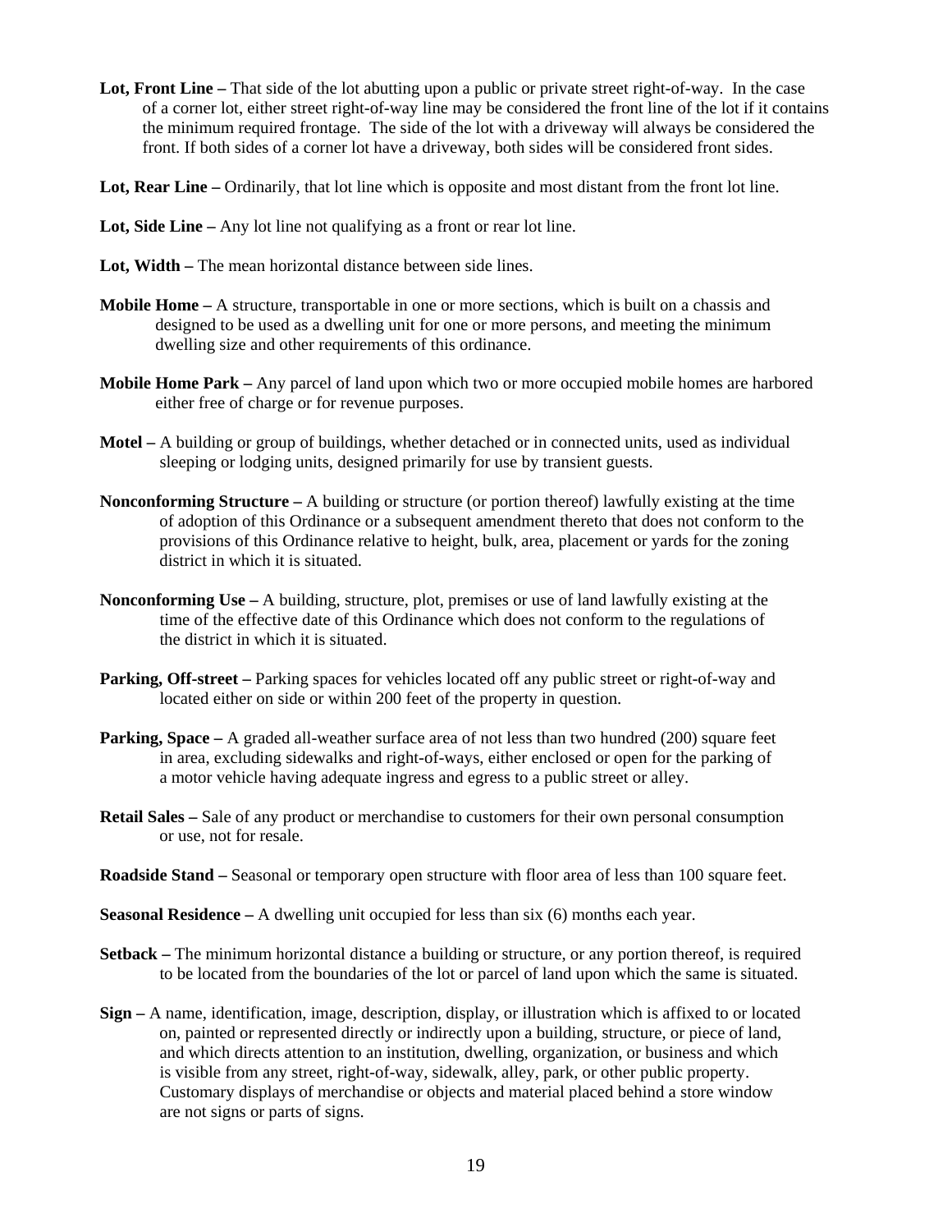**Lot, Front Line –** That side of the lot abutting upon a public or private street right-of-way. In the case of a corner lot, either street right-of-way line may be considered the front line of the lot if it contains the minimum required frontage. The side of the lot with a driveway will always be considered the front. If both sides of a corner lot have a driveway, both sides will be considered front sides.

**Lot, Rear Line –** Ordinarily, that lot line which is opposite and most distant from the front lot line.

**Lot, Side Line –** Any lot line not qualifying as a front or rear lot line.

**Lot, Width –** The mean horizontal distance between side lines.

**Mobile Home –** A structure, transportable in one or more sections, which is built on a chassis and designed to be used as a dwelling unit for one or more persons, and meeting the minimum dwelling size and other requirements of this ordinance.

**Mobile Home Park –** Any parcel of land upon which two or more occupied mobile homes are harbored either free of charge or for revenue purposes.

**Motel –** A building or group of buildings, whether detached or in connected units, used as individual sleeping or lodging units, designed primarily for use by transient guests.

**Nonconforming Structure –** A building or structure (or portion thereof) lawfully existing at the time of adoption of this Ordinance or a subsequent amendment thereto that does not conform to the provisions of this Ordinance relative to height, bulk, area, placement or yards for the zoning district in which it is situated.

**Nonconforming Use –** A building, structure, plot, premises or use of land lawfully existing at the time of the effective date of this Ordinance which does not conform to the regulations of the district in which it is situated.

**Parking, Off-street –** Parking spaces for vehicles located off any public street or right-of-way and located either on side or within 200 feet of the property in question.

**Parking, Space –** A graded all-weather surface area of not less than two hundred (200) square feet in area, excluding sidewalks and right-of-ways, either enclosed or open for the parking of a motor vehicle having adequate ingress and egress to a public street or alley.

**Retail Sales –** Sale of any product or merchandise to customers for their own personal consumption or use, not for resale.

**Roadside Stand –** Seasonal or temporary open structure with floor area of less than 100 square feet.

**Seasonal Residence –** A dwelling unit occupied for less than six (6) months each year.

**Setback –** The minimum horizontal distance a building or structure, or any portion thereof, is required to be located from the boundaries of the lot or parcel of land upon which the same is situated.

**Sign –** A name, identification, image, description, display, or illustration which is affixed to or located on, painted or represented directly or indirectly upon a building, structure, or piece of land, and which directs attention to an institution, dwelling, organization, or business and which is visible from any street, right-of-way, sidewalk, alley, park, or other public property. Customary displays of merchandise or objects and material placed behind a store window are not signs or parts of signs.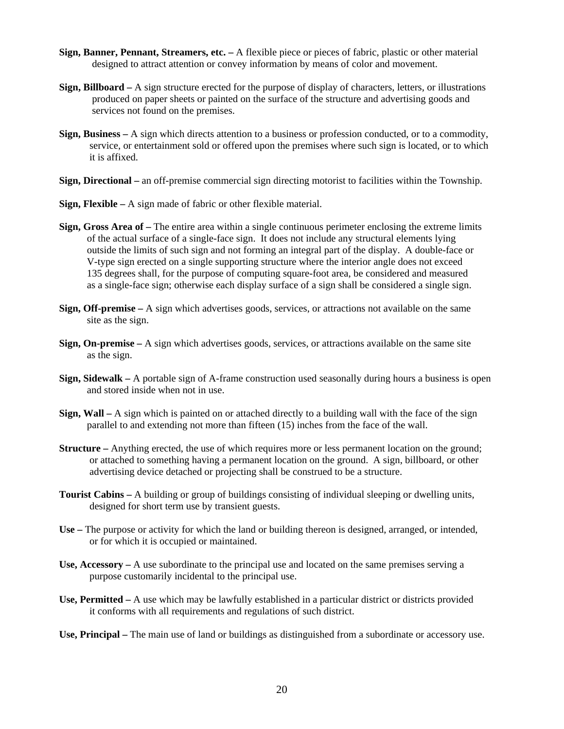**Sign, Banner, Pennant, Streamers, etc. –** A flexible piece or pieces of fabric, plastic or other material designed to attract attention or convey information by means of color and movement.

**Sign, Billboard –** A sign structure erected for the purpose of display of characters, letters, or illustrations produced on paper sheets or painted on the surface of the structure and advertising goods and services not found on the premises.

**Sign, Business –** A sign which directs attention to a business or profession conducted, or to a commodity, service, or entertainment sold or offered upon the premises where such sign is located, or to which it is affixed.

**Sign, Directional –** an off-premise commercial sign directing motorist to facilities within the Township.

**Sign, Flexible –** A sign made of fabric or other flexible material.

**Sign, Gross Area of –** The entire area within a single continuous perimeter enclosing the extreme limits of the actual surface of a single-face sign. It does not include any structural elements lying outside the limits of such sign and not forming an integral part of the display. A double-face or V-type sign erected on a single supporting structure where the interior angle does not exceed 135 degrees shall, for the purpose of computing square-foot area, be considered and measured as a single-face sign; otherwise each display surface of a sign shall be considered a single sign.

**Sign, Off-premise –** A sign which advertises goods, services, or attractions not available on the same site as the sign.

**Sign, On-premise –** A sign which advertises goods, services, or attractions available on the same site as the sign.

**Sign, Sidewalk –** A portable sign of A-frame construction used seasonally during hours a business is open and stored inside when not in use.

**Sign, Wall –** A sign which is painted on or attached directly to a building wall with the face of the sign parallel to and extending not more than fifteen (15) inches from the face of the wall.

**Structure –** Anything erected, the use of which requires more or less permanent location on the ground; or attached to something having a permanent location on the ground. A sign, billboard, or other advertising device detached or projecting shall be construed to be a structure.

**Tourist Cabins –** A building or group of buildings consisting of individual sleeping or dwelling units, designed for short term use by transient guests.

**Use –** The purpose or activity for which the land or building thereon is designed, arranged, or intended, or for which it is occupied or maintained.

**Use, Accessory –** A use subordinate to the principal use and located on the same premises serving a purpose customarily incidental to the principal use.

**Use, Permitted –** A use which may be lawfully established in a particular district or districts provided it conforms with all requirements and regulations of such district.

**Use, Principal –** The main use of land or buildings as distinguished from a subordinate or accessory use.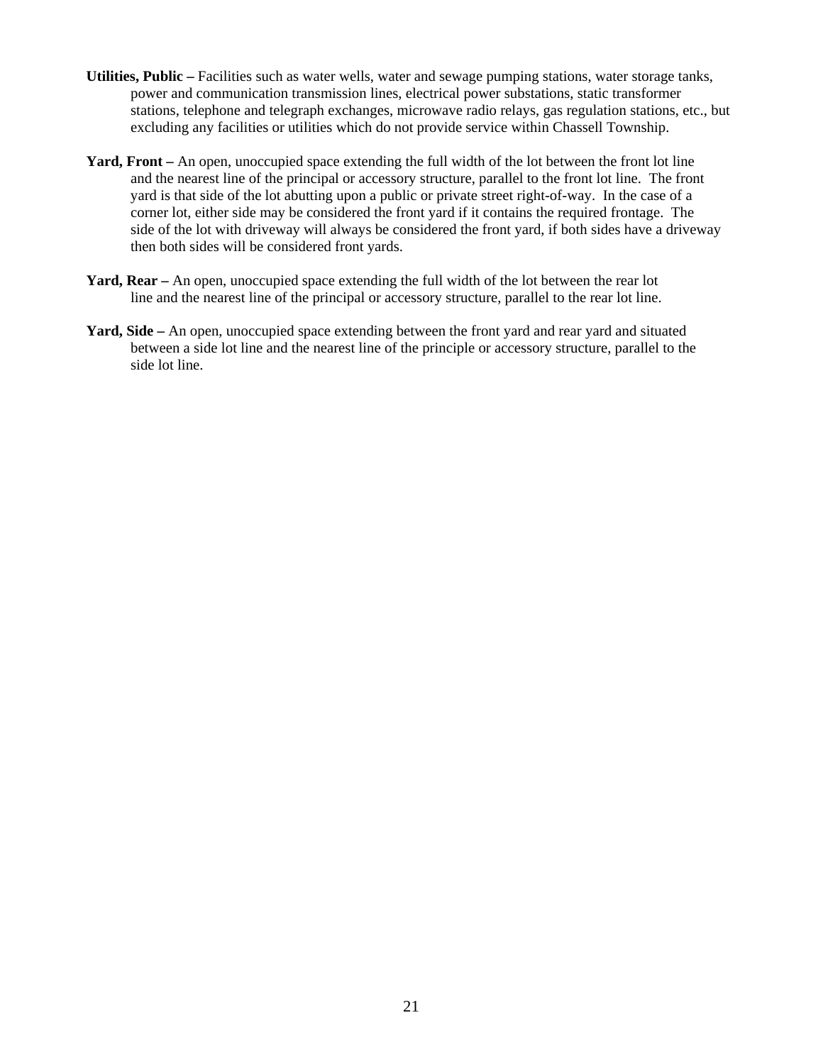**Utilities, Public –** Facilities such as water wells, water and sewage pumping stations, water storage tanks, power and communication transmission lines, electrical power substations, static transformer stations, telephone and telegraph exchanges, microwave radio relays, gas regulation stations, etc., but excluding any facilities or utilities which do not provide service within Chassell Township.

**Yard, Front –** An open, unoccupied space extending the full width of the lot between the front lot line and the nearest line of the principal or accessory structure, parallel to the front lot line. The front yard is that side of the lot abutting upon a public or private street right-of-way. In the case of a corner lot, either side may be considered the front yard if it contains the required frontage. The side of the lot with driveway will always be considered the front yard, if both sides have a driveway then both sides will be considered front yards.

**Yard, Rear –** An open, unoccupied space extending the full width of the lot between the rear lot line and the nearest line of the principal or accessory structure, parallel to the rear lot line.

**Yard, Side –** An open, unoccupied space extending between the front yard and rear yard and situated between a side lot line and the nearest line of the principle or accessory structure, parallel to the side lot line.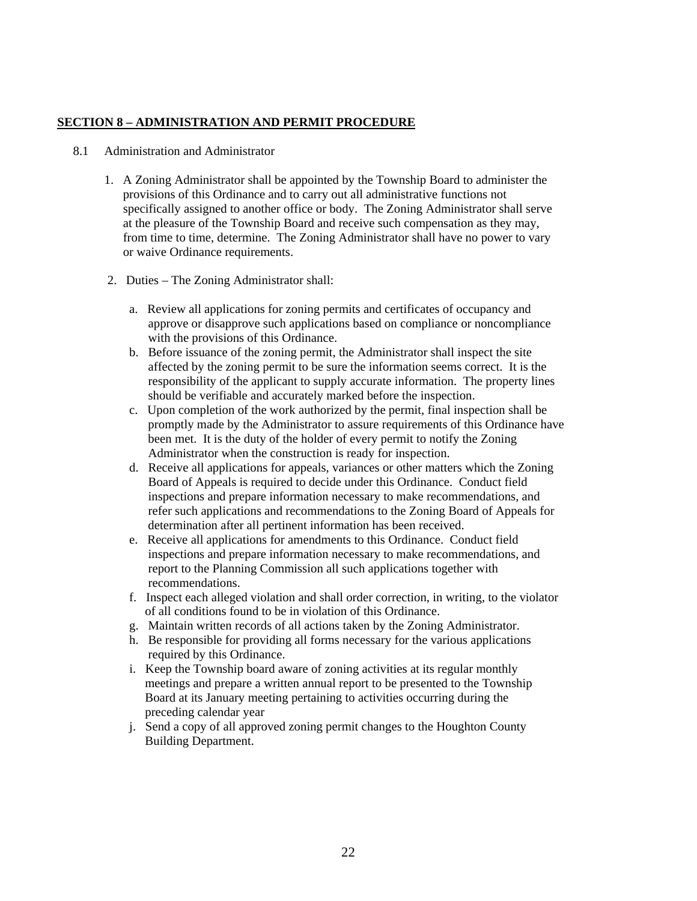## SECTION 8 – ADMINISTRATION AND PERMIT PROCEDURE

8.1 Administration and Administrator

1. A Zoning Administrator shall be appointed by the Township Board to administer the provisions of this Ordinance and to carry out all administrative functions not specifically assigned to another office or body. The Zoning Administrator shall serve at the pleasure of the Township Board and receive such compensation as they may, from time to time, determine. The Zoning Administrator shall have no power to vary or waive Ordinance requirements.

2. Duties – The Zoning Administrator shall:

   a. Review all applications for zoning permits and certificates of occupancy and approve or disapprove such applications based on compliance or noncompliance with the provisions of this Ordinance.
   b. Before issuance of the zoning permit, the Administrator shall inspect the site affected by the zoning permit to be sure the information seems correct. It is the responsibility of the applicant to supply accurate information. The property lines should be verifiable and accurately marked before the inspection.
   c. Upon completion of the work authorized by the permit, final inspection shall be promptly made by the Administrator to assure requirements of this Ordinance have been met. It is the duty of the holder of every permit to notify the Zoning Administrator when the construction is ready for inspection.
   d. Receive all applications for appeals, variances or other matters which the Zoning Board of Appeals is required to decide under this Ordinance. Conduct field inspections and prepare information necessary to make recommendations, and refer such applications and recommendations to the Zoning Board of Appeals for determination after all pertinent information has been received.
   e. Receive all applications for amendments to this Ordinance. Conduct field inspections and prepare information necessary to make recommendations, and report to the Planning Commission all such applications together with recommendations.
   f. Inspect each alleged violation and shall order correction, in writing, to the violator of all conditions found to be in violation of this Ordinance.
   g. Maintain written records of all actions taken by the Zoning Administrator.
   h. Be responsible for providing all forms necessary for the various applications required by this Ordinance.
   i. Keep the Township board aware of zoning activities at its regular monthly meetings and prepare a written annual report to be presented to the Township Board at its January meeting pertaining to activities occurring during the preceding calendar year
   j. Send a copy of all approved zoning permit changes to the Houghton County Building Department.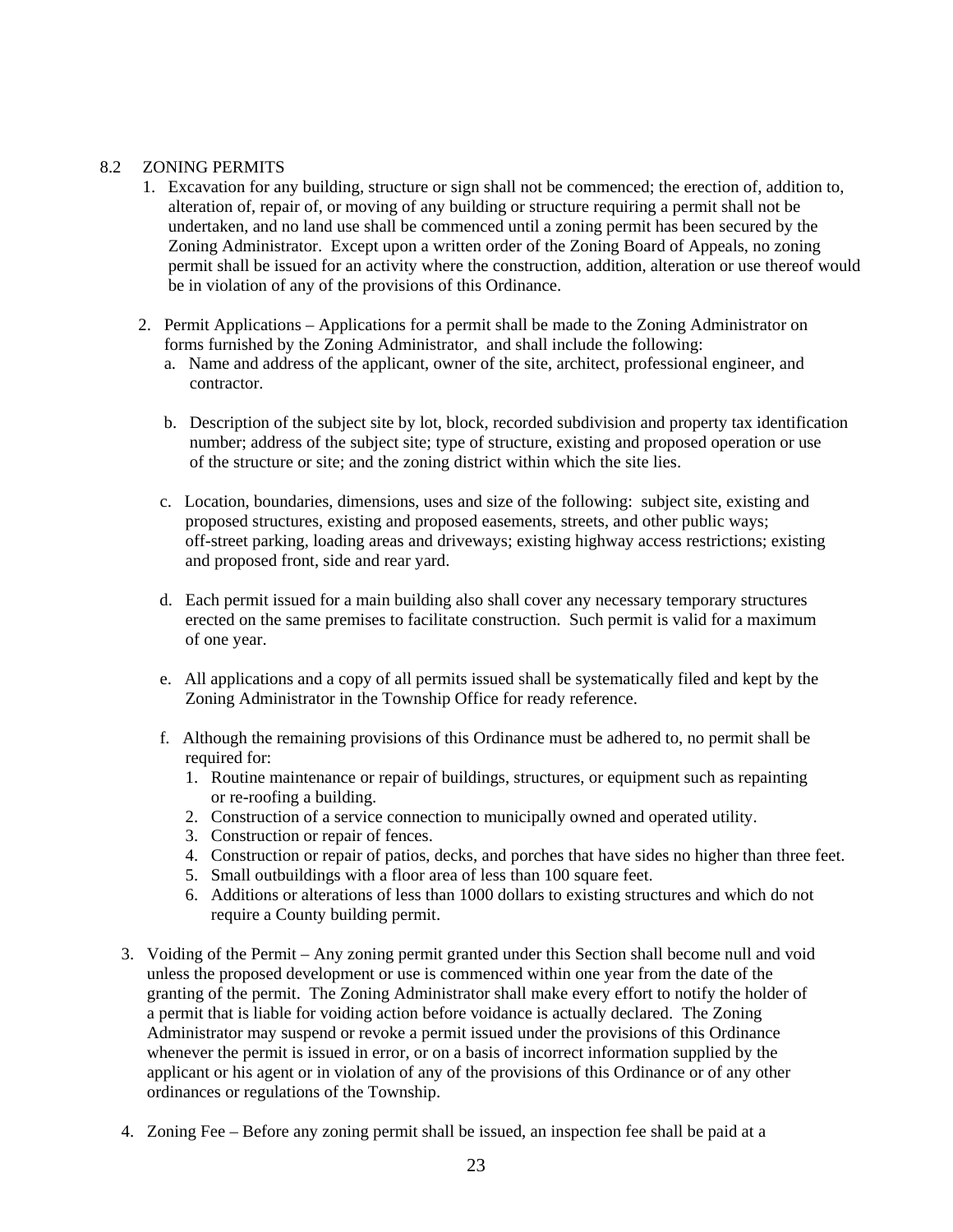## 8.2 ZONING PERMITS

1. Excavation for any building, structure or sign shall not be commenced; the erection of, addition to, alteration of, repair of, or moving of any building or structure requiring a permit shall not be undertaken, and no land use shall be commenced until a zoning permit has been secured by the Zoning Administrator. Except upon a written order of the Zoning Board of Appeals, no zoning permit shall be issued for an activity where the construction, addition, alteration or use thereof would be in violation of any of the provisions of this Ordinance.

2. Permit Applications – Applications for a permit shall be made to the Zoning Administrator on forms furnished by the Zoning Administrator, and shall include the following:
   a. Name and address of the applicant, owner of the site, architect, professional engineer, and contractor.

   b. Description of the subject site by lot, block, recorded subdivision and property tax identification number; address of the subject site; type of structure, existing and proposed operation or use of the structure or site; and the zoning district within which the site lies.

   c. Location, boundaries, dimensions, uses and size of the following: subject site, existing and proposed structures, existing and proposed easements, streets, and other public ways; off-street parking, loading areas and driveways; existing highway access restrictions; existing and proposed front, side and rear yard.

   d. Each permit issued for a main building also shall cover any necessary temporary structures erected on the same premises to facilitate construction. Such permit is valid for a maximum of one year.

   e. All applications and a copy of all permits issued shall be systematically filed and kept by the Zoning Administrator in the Township Office for ready reference.

   f. Although the remaining provisions of this Ordinance must be adhered to, no permit shall be required for:
      1. Routine maintenance or repair of buildings, structures, or equipment such as repainting or re-roofing a building.
      2. Construction of a service connection to municipally owned and operated utility.
      3. Construction or repair of fences.
      4. Construction or repair of patios, decks, and porches that have sides no higher than three feet.
      5. Small outbuildings with a floor area of less than 100 square feet.
      6. Additions or alterations of less than 1000 dollars to existing structures and which do not require a County building permit.

3. Voiding of the Permit – Any zoning permit granted under this Section shall become null and void unless the proposed development or use is commenced within one year from the date of the granting of the permit. The Zoning Administrator shall make every effort to notify the holder of a permit that is liable for voiding action before voidance is actually declared. The Zoning Administrator may suspend or revoke a permit issued under the provisions of this Ordinance whenever the permit is issued in error, or on a basis of incorrect information supplied by the applicant or his agent or in violation of any of the provisions of this Ordinance or of any other ordinances or regulations of the Township.

4. Zoning Fee – Before any zoning permit shall be issued, an inspection fee shall be paid at a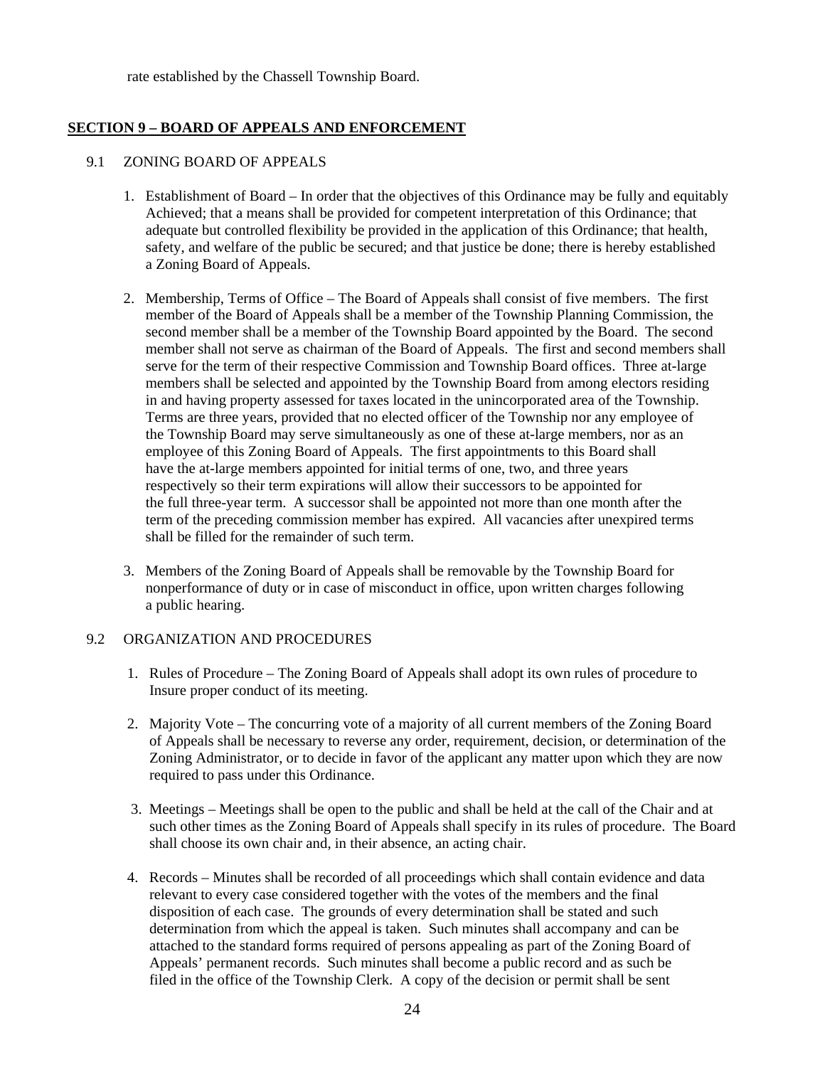rate established by the Chassell Township Board.

## SECTION 9 – BOARD OF APPEALS AND ENFORCEMENT

### 9.1 ZONING BOARD OF APPEALS

1. Establishment of Board – In order that the objectives of this Ordinance may be fully and equitably Achieved; that a means shall be provided for competent interpretation of this Ordinance; that adequate but controlled flexibility be provided in the application of this Ordinance; that health, safety, and welfare of the public be secured; and that justice be done; there is hereby established a Zoning Board of Appeals.

2. Membership, Terms of Office – The Board of Appeals shall consist of five members. The first member of the Board of Appeals shall be a member of the Township Planning Commission, the second member shall be a member of the Township Board appointed by the Board. The second member shall not serve as chairman of the Board of Appeals. The first and second members shall serve for the term of their respective Commission and Township Board offices. Three at-large members shall be selected and appointed by the Township Board from among electors residing in and having property assessed for taxes located in the unincorporated area of the Township. Terms are three years, provided that no elected officer of the Township nor any employee of the Township Board may serve simultaneously as one of these at-large members, nor as an employee of this Zoning Board of Appeals. The first appointments to this Board shall have the at-large members appointed for initial terms of one, two, and three years respectively so their term expirations will allow their successors to be appointed for the full three-year term. A successor shall be appointed not more than one month after the term of the preceding commission member has expired. All vacancies after unexpired terms shall be filled for the remainder of such term.

3. Members of the Zoning Board of Appeals shall be removable by the Township Board for nonperformance of duty or in case of misconduct in office, upon written charges following a public hearing.

### 9.2 ORGANIZATION AND PROCEDURES

1. Rules of Procedure – The Zoning Board of Appeals shall adopt its own rules of procedure to Insure proper conduct of its meeting.

2. Majority Vote – The concurring vote of a majority of all current members of the Zoning Board of Appeals shall be necessary to reverse any order, requirement, decision, or determination of the Zoning Administrator, or to decide in favor of the applicant any matter upon which they are now required to pass under this Ordinance.

3. Meetings – Meetings shall be open to the public and shall be held at the call of the Chair and at such other times as the Zoning Board of Appeals shall specify in its rules of procedure. The Board shall choose its own chair and, in their absence, an acting chair.

4. Records – Minutes shall be recorded of all proceedings which shall contain evidence and data relevant to every case considered together with the votes of the members and the final disposition of each case. The grounds of every determination shall be stated and such determination from which the appeal is taken. Such minutes shall accompany and can be attached to the standard forms required of persons appealing as part of the Zoning Board of Appeals' permanent records. Such minutes shall become a public record and as such be filed in the office of the Township Clerk. A copy of the decision or permit shall be sent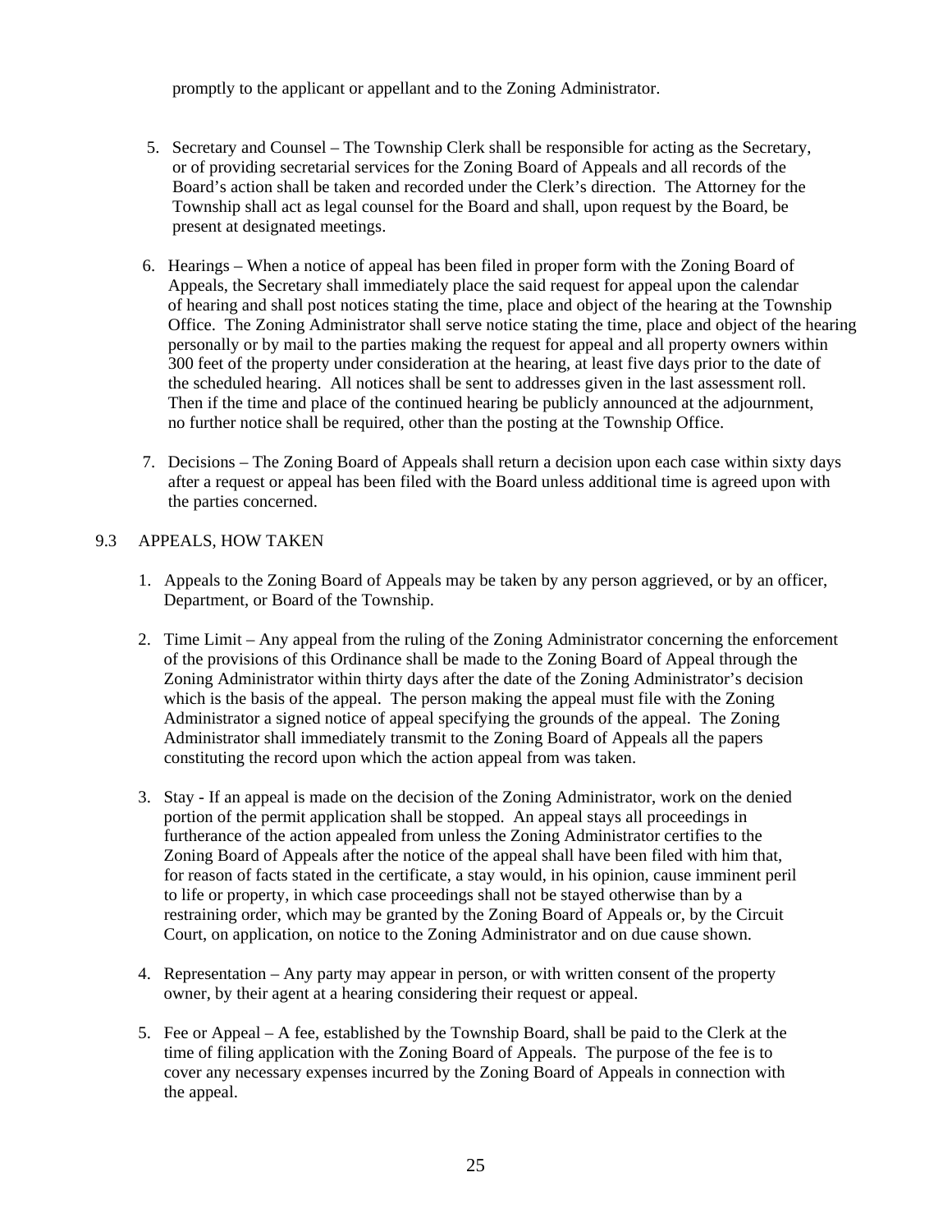promptly to the applicant or appellant and to the Zoning Administrator.

5. Secretary and Counsel – The Township Clerk shall be responsible for acting as the Secretary, or of providing secretarial services for the Zoning Board of Appeals and all records of the Board's action shall be taken and recorded under the Clerk's direction. The Attorney for the Township shall act as legal counsel for the Board and shall, upon request by the Board, be present at designated meetings.

6. Hearings – When a notice of appeal has been filed in proper form with the Zoning Board of Appeals, the Secretary shall immediately place the said request for appeal upon the calendar of hearing and shall post notices stating the time, place and object of the hearing at the Township Office. The Zoning Administrator shall serve notice stating the time, place and object of the hearing personally or by mail to the parties making the request for appeal and all property owners within 300 feet of the property under consideration at the hearing, at least five days prior to the date of the scheduled hearing. All notices shall be sent to addresses given in the last assessment roll. Then if the time and place of the continued hearing be publicly announced at the adjournment, no further notice shall be required, other than the posting at the Township Office.

7. Decisions – The Zoning Board of Appeals shall return a decision upon each case within sixty days after a request or appeal has been filed with the Board unless additional time is agreed upon with the parties concerned.

## 9.3 APPEALS, HOW TAKEN

1. Appeals to the Zoning Board of Appeals may be taken by any person aggrieved, or by an officer, Department, or Board of the Township.

2. Time Limit – Any appeal from the ruling of the Zoning Administrator concerning the enforcement of the provisions of this Ordinance shall be made to the Zoning Board of Appeal through the Zoning Administrator within thirty days after the date of the Zoning Administrator's decision which is the basis of the appeal. The person making the appeal must file with the Zoning Administrator a signed notice of appeal specifying the grounds of the appeal. The Zoning Administrator shall immediately transmit to the Zoning Board of Appeals all the papers constituting the record upon which the action appeal from was taken.

3. Stay - If an appeal is made on the decision of the Zoning Administrator, work on the denied portion of the permit application shall be stopped. An appeal stays all proceedings in furtherance of the action appealed from unless the Zoning Administrator certifies to the Zoning Board of Appeals after the notice of the appeal shall have been filed with him that, for reason of facts stated in the certificate, a stay would, in his opinion, cause imminent peril to life or property, in which case proceedings shall not be stayed otherwise than by a restraining order, which may be granted by the Zoning Board of Appeals or, by the Circuit Court, on application, on notice to the Zoning Administrator and on due cause shown.

4. Representation – Any party may appear in person, or with written consent of the property owner, by their agent at a hearing considering their request or appeal.

5. Fee or Appeal – A fee, established by the Township Board, shall be paid to the Clerk at the time of filing application with the Zoning Board of Appeals. The purpose of the fee is to cover any necessary expenses incurred by the Zoning Board of Appeals in connection with the appeal.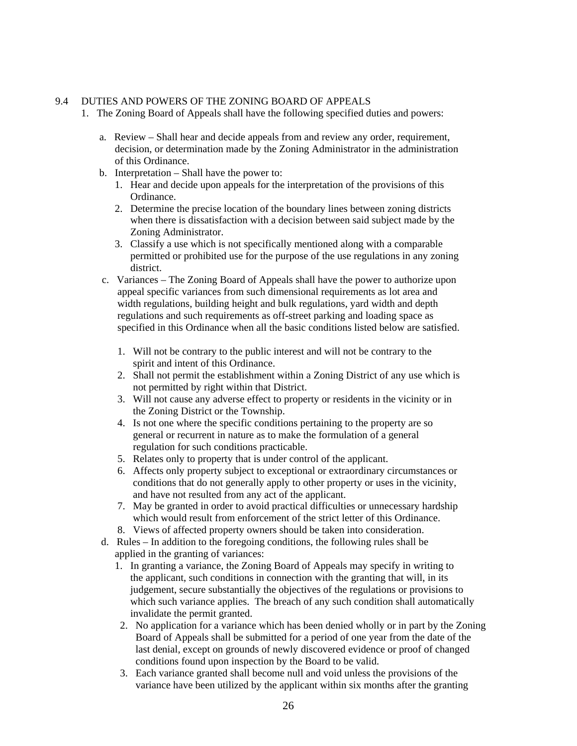## 9.4 DUTIES AND POWERS OF THE ZONING BOARD OF APPEALS

1. The Zoning Board of Appeals shall have the following specified duties and powers:

   a. Review – Shall hear and decide appeals from and review any order, requirement, decision, or determination made by the Zoning Administrator in the administration of this Ordinance.

   b. Interpretation – Shall have the power to:
      1. Hear and decide upon appeals for the interpretation of the provisions of this Ordinance.
      2. Determine the precise location of the boundary lines between zoning districts when there is dissatisfaction with a decision between said subject made by the Zoning Administrator.
      3. Classify a use which is not specifically mentioned along with a comparable permitted or prohibited use for the purpose of the use regulations in any zoning district.

   c. Variances – The Zoning Board of Appeals shall have the power to authorize upon appeal specific variances from such dimensional requirements as lot area and width regulations, building height and bulk regulations, yard width and depth regulations and such requirements as off-street parking and loading space as specified in this Ordinance when all the basic conditions listed below are satisfied.

      1. Will not be contrary to the public interest and will not be contrary to the spirit and intent of this Ordinance.
      2. Shall not permit the establishment within a Zoning District of any use which is not permitted by right within that District.
      3. Will not cause any adverse effect to property or residents in the vicinity or in the Zoning District or the Township.
      4. Is not one where the specific conditions pertaining to the property are so general or recurrent in nature as to make the formulation of a general regulation for such conditions practicable.
      5. Relates only to property that is under control of the applicant.
      6. Affects only property subject to exceptional or extraordinary circumstances or conditions that do not generally apply to other property or uses in the vicinity, and have not resulted from any act of the applicant.
      7. May be granted in order to avoid practical difficulties or unnecessary hardship which would result from enforcement of the strict letter of this Ordinance.
      8. Views of affected property owners should be taken into consideration.

   d. Rules – In addition to the foregoing conditions, the following rules shall be applied in the granting of variances:
      1. In granting a variance, the Zoning Board of Appeals may specify in writing to the applicant, such conditions in connection with the granting that will, in its judgement, secure substantially the objectives of the regulations or provisions to which such variance applies. The breach of any such condition shall automatically invalidate the permit granted.
      2. No application for a variance which has been denied wholly or in part by the Zoning Board of Appeals shall be submitted for a period of one year from the date of the last denial, except on grounds of newly discovered evidence or proof of changed conditions found upon inspection by the Board to be valid.
      3. Each variance granted shall become null and void unless the provisions of the variance have been utilized by the applicant within six months after the granting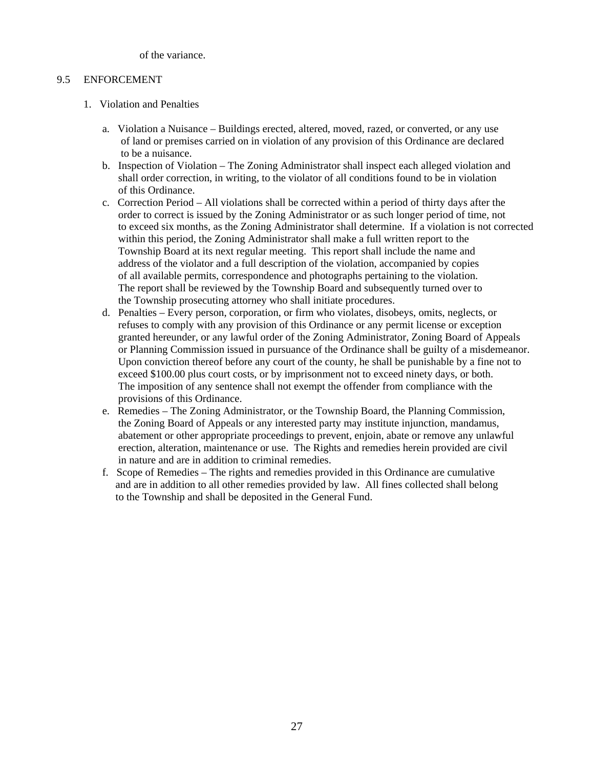of the variance.

## 9.5 ENFORCEMENT

1. Violation and Penalties

   a. Violation a Nuisance – Buildings erected, altered, moved, razed, or converted, or any use of land or premises carried on in violation of any provision of this Ordinance are declared to be a nuisance.

   b. Inspection of Violation – The Zoning Administrator shall inspect each alleged violation and shall order correction, in writing, to the violator of all conditions found to be in violation of this Ordinance.

   c. Correction Period – All violations shall be corrected within a period of thirty days after the order to correct is issued by the Zoning Administrator or as such longer period of time, not to exceed six months, as the Zoning Administrator shall determine. If a violation is not corrected within this period, the Zoning Administrator shall make a full written report to the Township Board at its next regular meeting. This report shall include the name and address of the violator and a full description of the violation, accompanied by copies of all available permits, correspondence and photographs pertaining to the violation. The report shall be reviewed by the Township Board and subsequently turned over to the Township prosecuting attorney who shall initiate procedures.

   d. Penalties – Every person, corporation, or firm who violates, disobeys, omits, neglects, or refuses to comply with any provision of this Ordinance or any permit license or exception granted hereunder, or any lawful order of the Zoning Administrator, Zoning Board of Appeals or Planning Commission issued in pursuance of the Ordinance shall be guilty of a misdemeanor. Upon conviction thereof before any court of the county, he shall be punishable by a fine not to exceed $100.00 plus court costs, or by imprisonment not to exceed ninety days, or both. The imposition of any sentence shall not exempt the offender from compliance with the provisions of this Ordinance.

   e. Remedies – The Zoning Administrator, or the Township Board, the Planning Commission, the Zoning Board of Appeals or any interested party may institute injunction, mandamus, abatement or other appropriate proceedings to prevent, enjoin, abate or remove any unlawful erection, alteration, maintenance or use. The Rights and remedies herein provided are civil in nature and are in addition to criminal remedies.

   f. Scope of Remedies – The rights and remedies provided in this Ordinance are cumulative and are in addition to all other remedies provided by law. All fines collected shall belong to the Township and shall be deposited in the General Fund.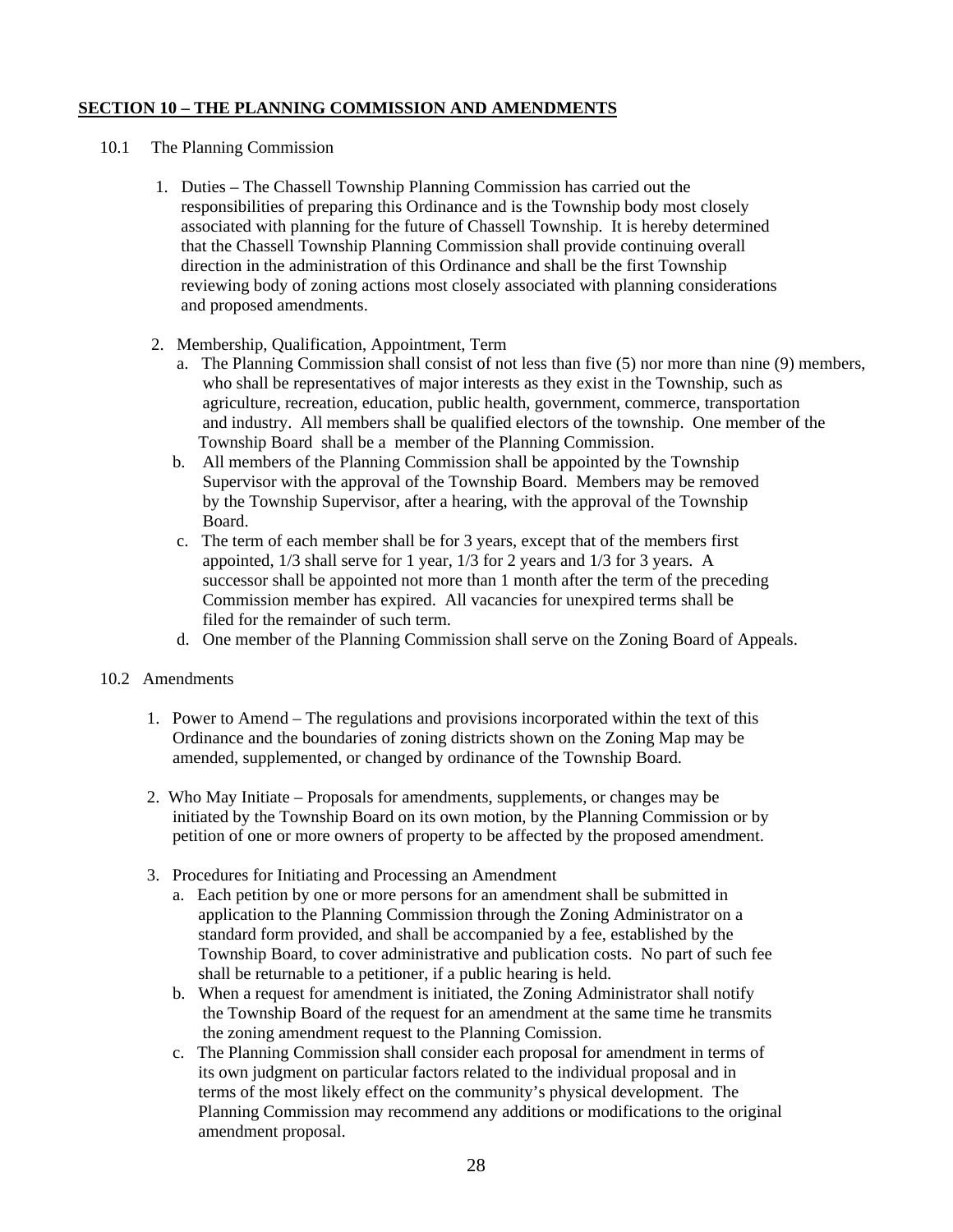**SECTION 10 – THE PLANNING COMMISSION AND AMENDMENTS**

10.1 The Planning Commission

1. Duties – The Chassell Township Planning Commission has carried out the responsibilities of preparing this Ordinance and is the Township body most closely associated with planning for the future of Chassell Township. It is hereby determined that the Chassell Township Planning Commission shall provide continuing overall direction in the administration of this Ordinance and shall be the first Township reviewing body of zoning actions most closely associated with planning considerations and proposed amendments.

2. Membership, Qualification, Appointment, Term
   a. The Planning Commission shall consist of not less than five (5) nor more than nine (9) members, who shall be representatives of major interests as they exist in the Township, such as agriculture, recreation, education, public health, government, commerce, transportation and industry. All members shall be qualified electors of the township. One member of the Township Board shall be a member of the Planning Commission.
   b. All members of the Planning Commission shall be appointed by the Township Supervisor with the approval of the Township Board. Members may be removed by the Township Supervisor, after a hearing, with the approval of the Township Board.
   c. The term of each member shall be for 3 years, except that of the members first appointed, 1/3 shall serve for 1 year, 1/3 for 2 years and 1/3 for 3 years. A successor shall be appointed not more than 1 month after the term of the preceding Commission member has expired. All vacancies for unexpired terms shall be filed for the remainder of such term.
   d. One member of the Planning Commission shall serve on the Zoning Board of Appeals.

10.2 Amendments

1. Power to Amend – The regulations and provisions incorporated within the text of this Ordinance and the boundaries of zoning districts shown on the Zoning Map may be amended, supplemented, or changed by ordinance of the Township Board.

2. Who May Initiate – Proposals for amendments, supplements, or changes may be initiated by the Township Board on its own motion, by the Planning Commission or by petition of one or more owners of property to be affected by the proposed amendment.

3. Procedures for Initiating and Processing an Amendment
   a. Each petition by one or more persons for an amendment shall be submitted in application to the Planning Commission through the Zoning Administrator on a standard form provided, and shall be accompanied by a fee, established by the Township Board, to cover administrative and publication costs. No part of such fee shall be returnable to a petitioner, if a public hearing is held.
   b. When a request for amendment is initiated, the Zoning Administrator shall notify the Township Board of the request for an amendment at the same time he transmits the zoning amendment request to the Planning Comission.
   c. The Planning Commission shall consider each proposal for amendment in terms of its own judgment on particular factors related to the individual proposal and in terms of the most likely effect on the community's physical development. The Planning Commission may recommend any additions or modifications to the original amendment proposal.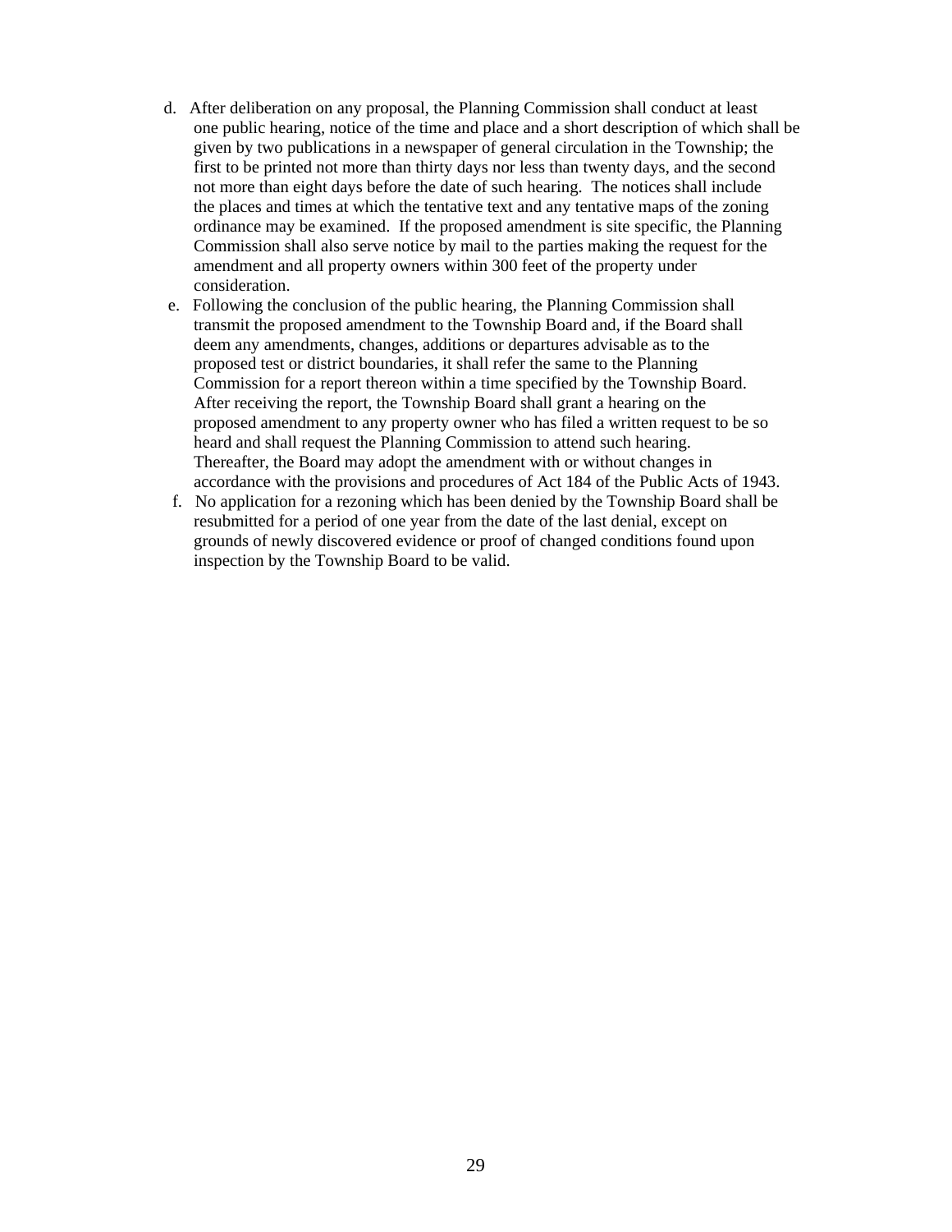d. After deliberation on any proposal, the Planning Commission shall conduct at least one public hearing, notice of the time and place and a short description of which shall be given by two publications in a newspaper of general circulation in the Township; the first to be printed not more than thirty days nor less than twenty days, and the second not more than eight days before the date of such hearing. The notices shall include the places and times at which the tentative text and any tentative maps of the zoning ordinance may be examined. If the proposed amendment is site specific, the Planning Commission shall also serve notice by mail to the parties making the request for the amendment and all property owners within 300 feet of the property under consideration.

e. Following the conclusion of the public hearing, the Planning Commission shall transmit the proposed amendment to the Township Board and, if the Board shall deem any amendments, changes, additions or departures advisable as to the proposed test or district boundaries, it shall refer the same to the Planning Commission for a report thereon within a time specified by the Township Board. After receiving the report, the Township Board shall grant a hearing on the proposed amendment to any property owner who has filed a written request to be so heard and shall request the Planning Commission to attend such hearing. Thereafter, the Board may adopt the amendment with or without changes in accordance with the provisions and procedures of Act 184 of the Public Acts of 1943.

f. No application for a rezoning which has been denied by the Township Board shall be resubmitted for a period of one year from the date of the last denial, except on grounds of newly discovered evidence or proof of changed conditions found upon inspection by the Township Board to be valid.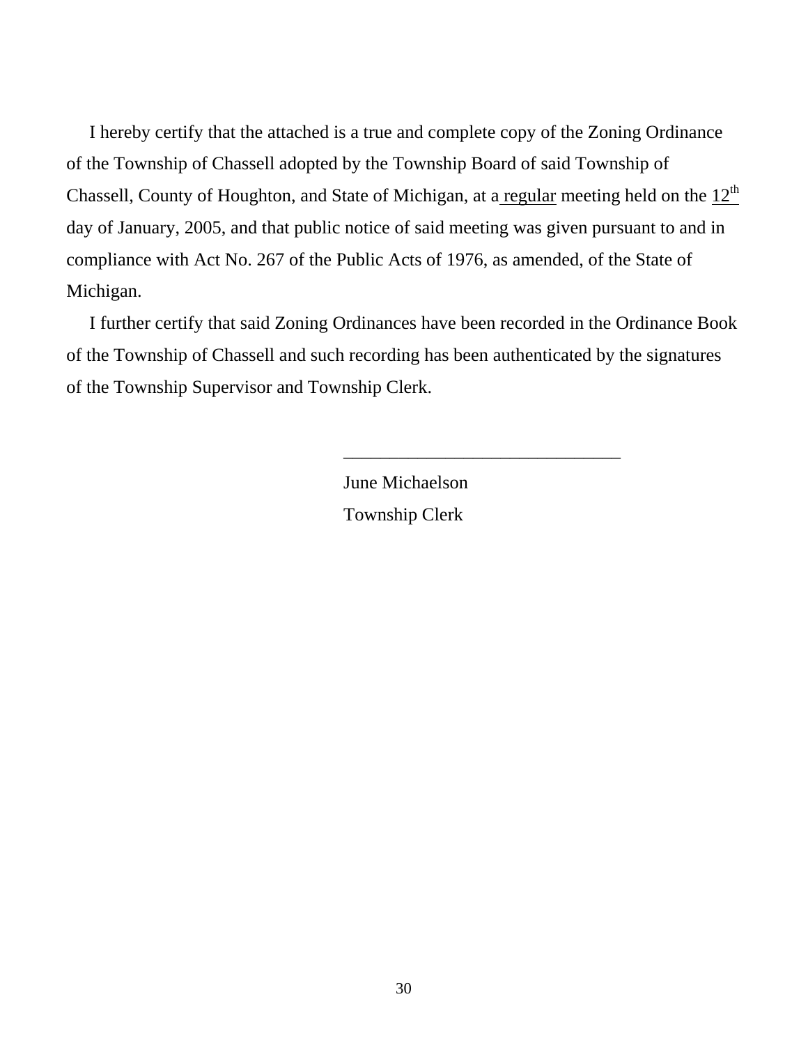I hereby certify that the attached is a true and complete copy of the Zoning Ordinance of the Township of Chassell adopted by the Township Board of said Township of Chassell, County of Houghton, and State of Michigan, at a regular meeting held on the 12th day of January, 2005, and that public notice of said meeting was given pursuant to and in compliance with Act No. 267 of the Public Acts of 1976, as amended, of the State of Michigan.

I further certify that said Zoning Ordinances have been recorded in the Ordinance Book of the Township of Chassell and such recording has been authenticated by the signatures of the Township Supervisor and Township Clerk.

\_\_\_\_\_\_\_\_\_\_\_\_\_\_\_\_\_\_\_\_\_\_\_\_\_\_\_\_\_\_

June Michaelson

Township Clerk